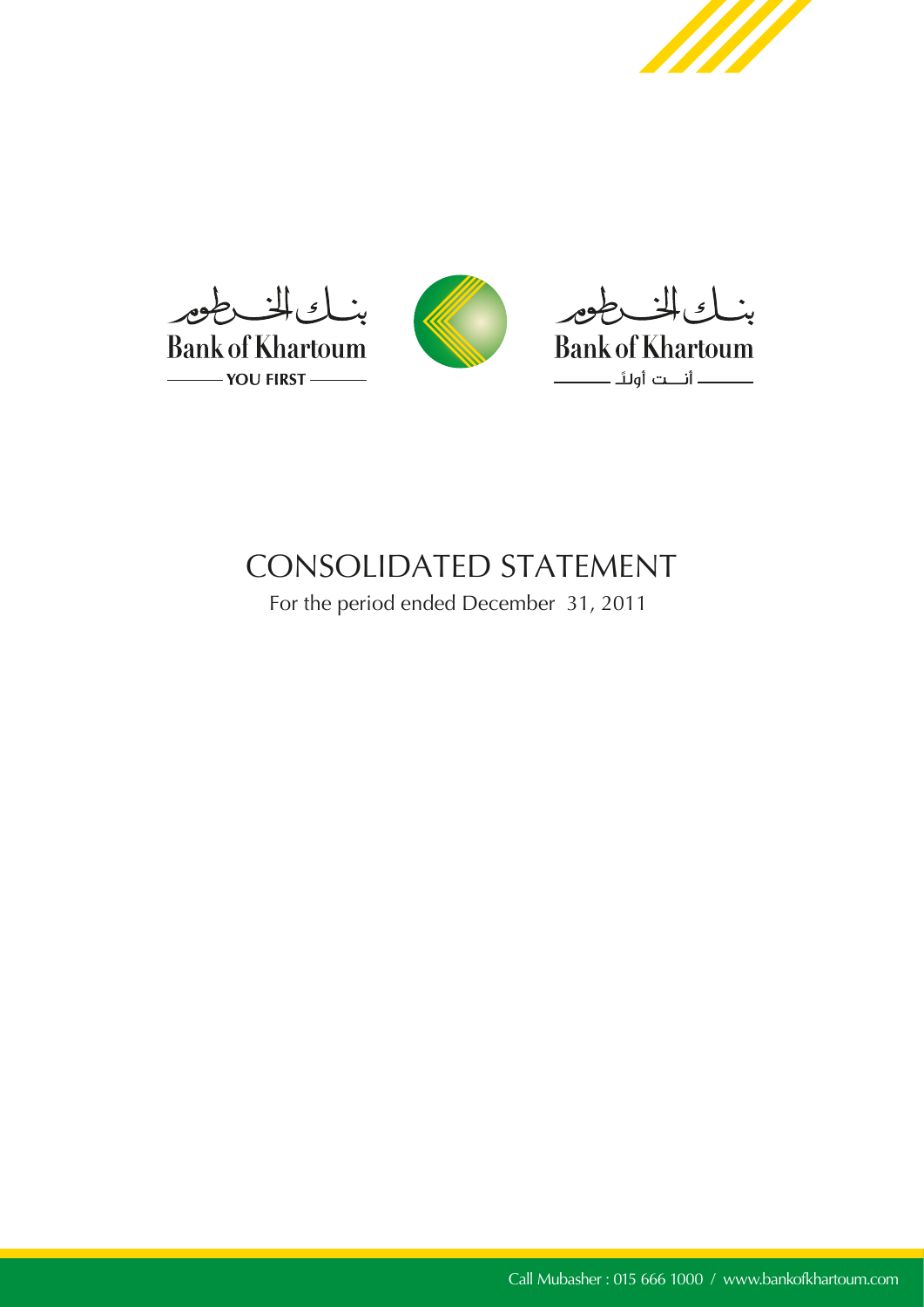بنك الخرطوم
Bank of Khartoum
YOU FIRST

بنك الخرطوم
Bank of Khartoum
أنت أولاً

# CONSOLIDATED STATEMENT

For the period ended December 31, 2011

Call Mubasher : 015 666 1000 / www.bankofkhartoum.com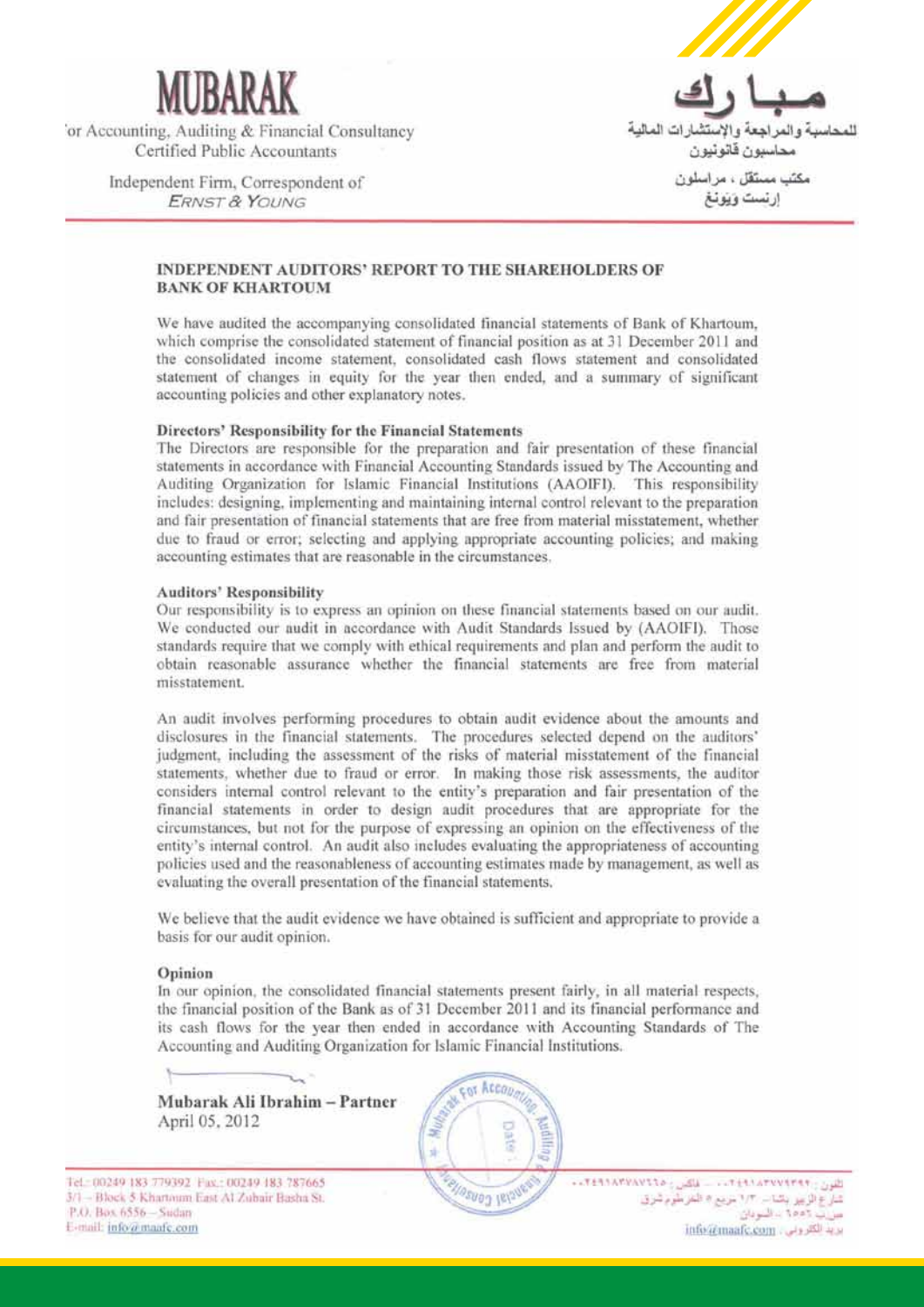# MUBARAK

for Accounting, Auditing & Financial Consultancy
Certified Public Accountants

Independent Firm, Correspondent of
ERNST & YOUNG

مبارك

للمحاسبة والمراجعة والإستشارات المالية
محاسبون قانونيون

مكتب مستقل ، مراسلون
إرنست ويونغ

## INDEPENDENT AUDITORS' REPORT TO THE SHAREHOLDERS OF BANK OF KHARTOUM

We have audited the accompanying consolidated financial statements of Bank of Khartoum, which comprise the consolidated statement of financial position as at 31 December 2011 and the consolidated income statement, consolidated cash flows statement and consolidated statement of changes in equity for the year then ended, and a summary of significant accounting policies and other explanatory notes.

### Directors' Responsibility for the Financial Statements

The Directors are responsible for the preparation and fair presentation of these financial statements in accordance with Financial Accounting Standards issued by The Accounting and Auditing Organization for Islamic Financial Institutions (AAOIFI). This responsibility includes: designing, implementing and maintaining internal control relevant to the preparation and fair presentation of financial statements that are free from material misstatement, whether due to fraud or error; selecting and applying appropriate accounting policies; and making accounting estimates that are reasonable in the circumstances.

### Auditors' Responsibility

Our responsibility is to express an opinion on these financial statements based on our audit. We conducted our audit in accordance with Audit Standards Issued by (AAOIFI). Those standards require that we comply with ethical requirements and plan and perform the audit to obtain reasonable assurance whether the financial statements are free from material misstatement.

An audit involves performing procedures to obtain audit evidence about the amounts and disclosures in the financial statements. The procedures selected depend on the auditors' judgment, including the assessment of the risks of material misstatement of the financial statements, whether due to fraud or error. In making those risk assessments, the auditor considers internal control relevant to the entity's preparation and fair presentation of the financial statements in order to design audit procedures that are appropriate for the circumstances, but not for the purpose of expressing an opinion on the effectiveness of the entity's internal control. An audit also includes evaluating the appropriateness of accounting policies used and the reasonableness of accounting estimates made by management, as well as evaluating the overall presentation of the financial statements.

We believe that the audit evidence we have obtained is sufficient and appropriate to provide a basis for our audit opinion.

### Opinion

In our opinion, the consolidated financial statements present fairly, in all material respects, the financial position of the Bank as of 31 December 2011 and its financial performance and its cash flows for the year then ended in accordance with Accounting Standards of The Accounting and Auditing Organization for Islamic Financial Institutions.

**Mubarak Ali Ibrahim – Partner**
April 05, 2012

Tel.: 00249 183 779392 Fax.: 00249 183 787665
3/1 – Block 5 Khartoum East Al Zubair Basha St.
P.O. Box 6556 – Sudan
E-mail: info@maafc.com

تلفون : ٠٠٢٤٩١٨٣٧٧٩٣٩٢ — فاكس : ٠٠٢٤٩١٨٣٧٨٧٦٦٥
شارع الزبير باشا – ٣/١ مربع ٥ الخرطوم شرق
ص.ب ٦٥٥٦ – السودان
بريد الكتروني : info@maafc.com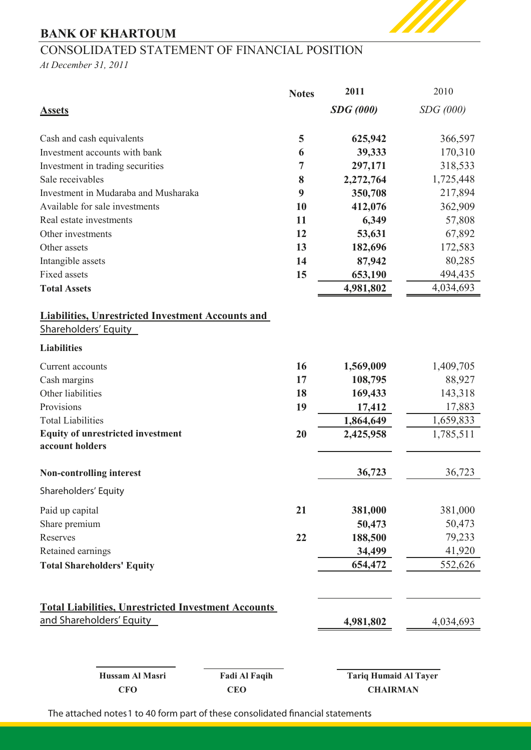# BANK OF KHARTOUM

## CONSOLIDATED STATEMENT OF FINANCIAL POSITION

*At December 31, 2011*

| | Notes | 2011 | 2010 |
|---|---|---|---|
| **Assets** | | ***SDG (000)*** | *SDG (000)* |
| Cash and cash equivalents | 5 | **625,942** | 366,597 |
| Investment accounts with bank | 6 | **39,333** | 170,310 |
| Investment in trading securities | 7 | **297,171** | 318,533 |
| Sale receivables | 8 | **2,272,764** | 1,725,448 |
| Investment in Mudaraba and Musharaka | 9 | **350,708** | 217,894 |
| Available for sale investments | 10 | **412,076** | 362,909 |
| Real estate investments | 11 | **6,349** | 57,808 |
| Other investments | 12 | **53,631** | 67,892 |
| Other assets | 13 | **182,696** | 172,583 |
| Intangible assets | 14 | **87,942** | 80,285 |
| Fixed assets | 15 | **653,190** | 494,435 |
| **Total Assets** | | **4,981,802** | 4,034,693 |
| **Liabilities, Unrestricted Investment Accounts and Shareholders' Equity** | | | |
| **Liabilities** | | | |
| Current accounts | 16 | **1,569,009** | 1,409,705 |
| Cash margins | 17 | **108,795** | 88,927 |
| Other liabilities | 18 | **169,433** | 143,318 |
| Provisions | 19 | **17,412** | 17,883 |
| Total Liabilities | | **1,864,649** | 1,659,833 |
| **Equity of unrestricted investment account holders** | 20 | **2,425,958** | 1,785,511 |
| **Non-controlling interest** | | **36,723** | 36,723 |
| Shareholders' Equity | | | |
| Paid up capital | 21 | **381,000** | 381,000 |
| Share premium | | **50,473** | 50,473 |
| Reserves | 22 | **188,500** | 79,233 |
| Retained earnings | | **34,499** | 41,920 |
| **Total Shareholders' Equity** | | **654,472** | 552,626 |
| **Total Liabilities, Unrestricted Investment Accounts and Shareholders' Equity** | | **4,981,802** | 4,034,693 |

| **Hussam Al Masri** | **Fadi Al Faqih** | **Tariq Humaid Al Tayer** |
|---|---|---|
| **CFO** | **CEO** | **CHAIRMAN** |

The attached notes 1 to 40 form part of these consolidated financial statements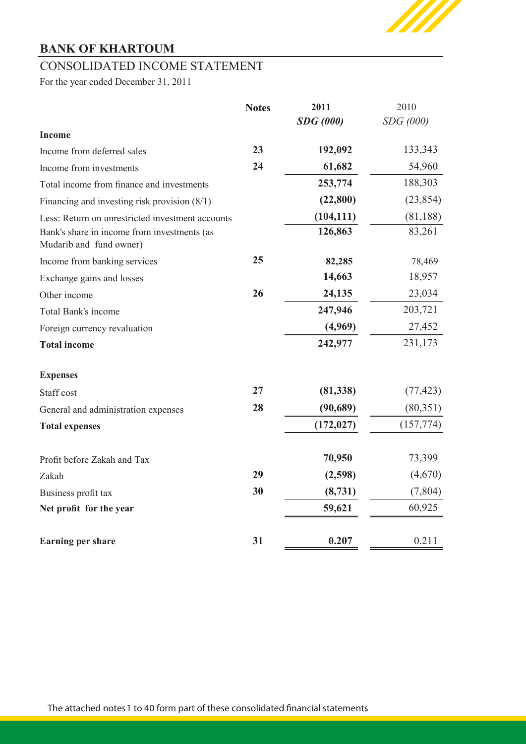## BANK OF KHARTOUM

## CONSOLIDATED INCOME STATEMENT

For the year ended December 31, 2011

| | Notes | 2011 *SDG (000)* | 2010 *SDG (000)* |
|---|---|---|---|
| **Income** | | | |
| Income from deferred sales | 23 | 192,092 | 133,343 |
| Income from investments | 24 | 61,682 | 54,960 |
| Total income from finance and investments | | 253,774 | 188,303 |
| Financing and investing risk provision (8/1) | | (22,800) | (23,854) |
| Less: Return on unrestricted investment accounts | | (104,111) | (81,188) |
| Bank's share in income from investments (as Mudarib and fund owner) | | 126,863 | 83,261 |
| Income from banking services | 25 | 82,285 | 78,469 |
| Exchange gains and losses | | 14,663 | 18,957 |
| Other income | 26 | 24,135 | 23,034 |
| Total Bank's income | | 247,946 | 203,721 |
| Foreign currency revaluation | | (4,969) | 27,452 |
| **Total income** | | 242,977 | 231,173 |
| **Expenses** | | | |
| Staff cost | 27 | (81,338) | (77,423) |
| General and administration expenses | 28 | (90,689) | (80,351) |
| **Total expenses** | | (172,027) | (157,774) |
| Profit before Zakah and Tax | | 70,950 | 73,399 |
| Zakah | 29 | (2,598) | (4,670) |
| Business profit tax | 30 | (8,731) | (7,804) |
| **Net profit for the year** | | 59,621 | 60,925 |
| **Earning per share** | 31 | 0.207 | 0.211 |

The attached notes 1 to 40 form part of these consolidated financial statements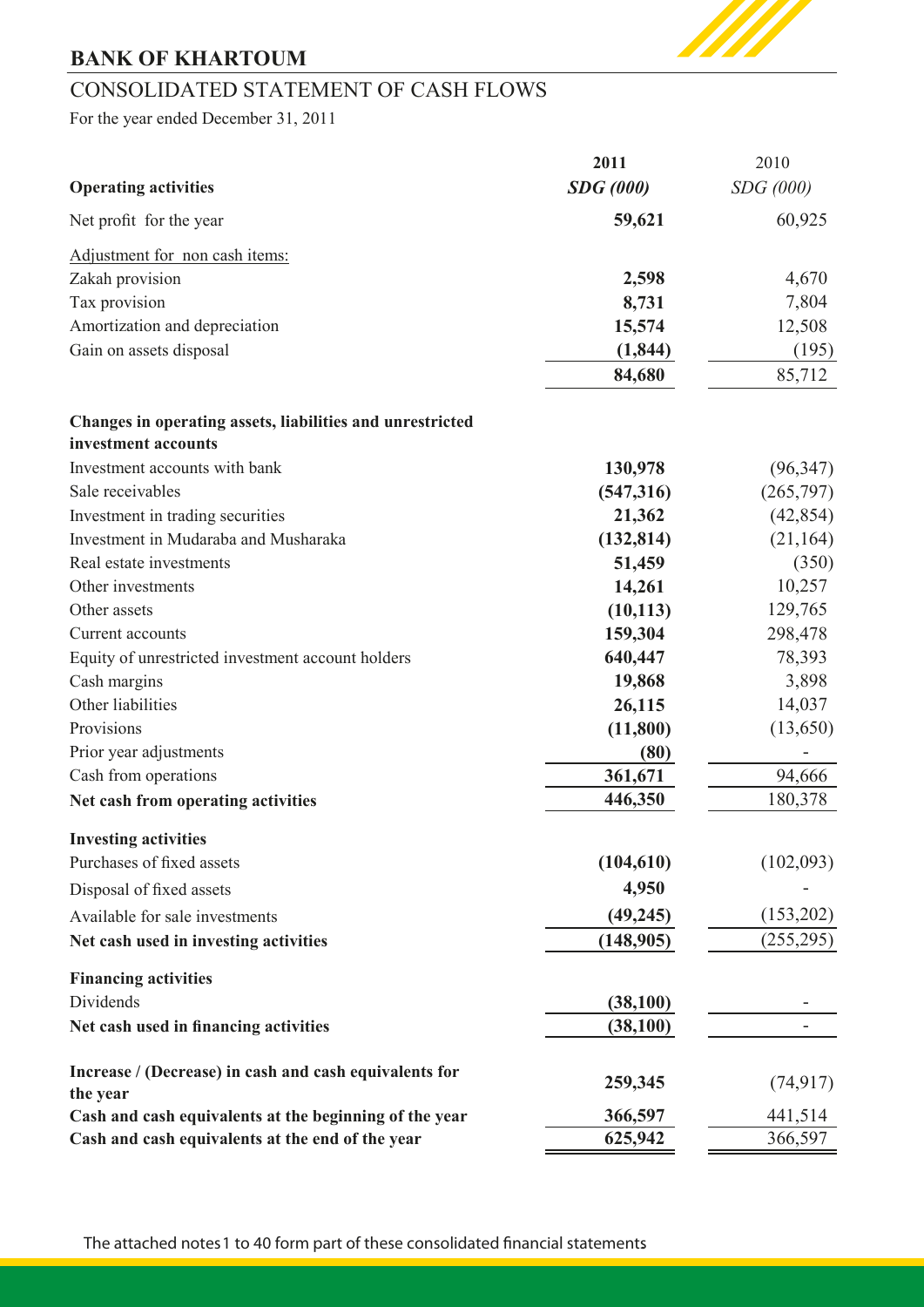## BANK OF KHARTOUM

## CONSOLIDATED STATEMENT OF CASH FLOWS

For the year ended December 31, 2011

| | 2011 | 2010 |
|---|---|---|
| **Operating activities** | ***SDG (000)*** | *SDG (000)* |
| Net profit for the year | **59,621** | 60,925 |
| Adjustment for non cash items: | | |
| Zakah provision | **2,598** | 4,670 |
| Tax provision | **8,731** | 7,804 |
| Amortization and depreciation | **15,574** | 12,508 |
| Gain on assets disposal | **(1,844)** | (195) |
| | **84,680** | 85,712 |
| **Changes in operating assets, liabilities and unrestricted investment accounts** | | |
| Investment accounts with bank | **130,978** | (96,347) |
| Sale receivables | **(547,316)** | (265,797) |
| Investment in trading securities | **21,362** | (42,854) |
| Investment in Mudaraba and Musharaka | **(132,814)** | (21,164) |
| Real estate investments | **51,459** | (350) |
| Other investments | **14,261** | 10,257 |
| Other assets | **(10,113)** | 129,765 |
| Current accounts | **159,304** | 298,478 |
| Equity of unrestricted investment account holders | **640,447** | 78,393 |
| Cash margins | **19,868** | 3,898 |
| Other liabilities | **26,115** | 14,037 |
| Provisions | **(11,800)** | (13,650) |
| Prior year adjustments | **(80)** | - |
| Cash from operations | **361,671** | 94,666 |
| **Net cash from operating activities** | **446,350** | 180,378 |
| **Investing activities** | | |
| Purchases of fixed assets | **(104,610)** | (102,093) |
| Disposal of fixed assets | **4,950** | - |
| Available for sale investments | **(49,245)** | (153,202) |
| **Net cash used in investing activities** | **(148,905)** | (255,295) |
| **Financing activities** | | |
| Dividends | **(38,100)** | - |
| **Net cash used in financing activities** | **(38,100)** | - |
| **Increase / (Decrease) in cash and cash equivalents for the year** | **259,345** | (74,917) |
| **Cash and cash equivalents at the beginning of the year** | **366,597** | 441,514 |
| **Cash and cash equivalents at the end of the year** | **625,942** | 366,597 |

The attached notes 1 to 40 form part of these consolidated financial statements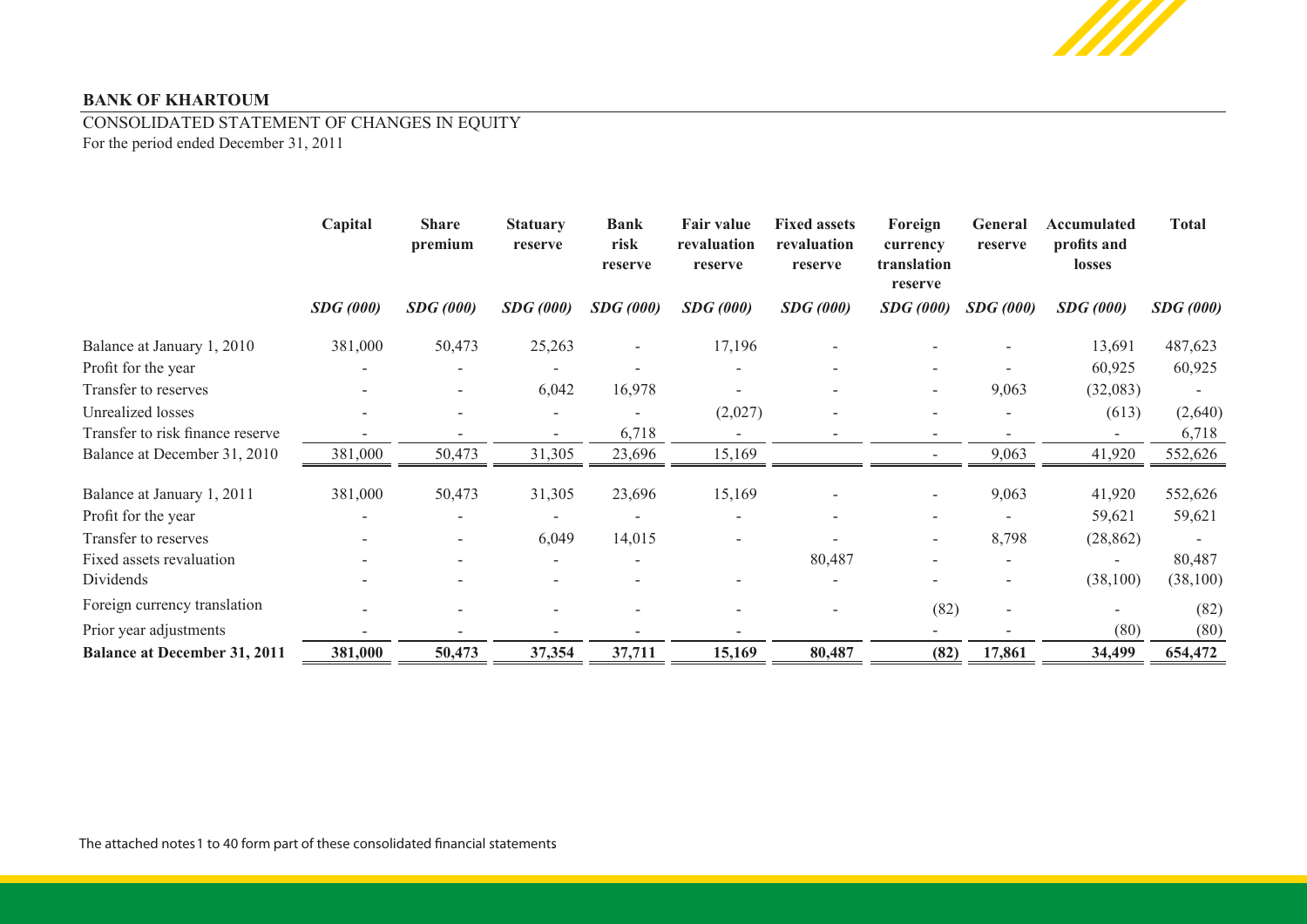**BANK OF KHARTOUM**

CONSOLIDATED STATEMENT OF CHANGES IN EQUITY

For the period ended December 31, 2011

| | Capital | Share premium | Statuary reserve | Bank risk reserve | Fair value revaluation reserve | Fixed assets revaluation reserve | Foreign currency translation reserve | General reserve | Accumulated profits and losses | Total |
|---|---|---|---|---|---|---|---|---|---|---|
| | *SDG (000)* | *SDG (000)* | *SDG (000)* | *SDG (000)* | *SDG (000)* | *SDG (000)* | *SDG (000)* | *SDG (000)* | *SDG (000)* | *SDG (000)* |
| Balance at January 1, 2010 | 381,000 | 50,473 | 25,263 | - | 17,196 | - | - | - | 13,691 | 487,623 |
| Profit for the year | - | - | - | - | - | - | - | - | 60,925 | 60,925 |
| Transfer to reserves | - | - | 6,042 | 16,978 | - | - | - | 9,063 | (32,083) | - |
| Unrealized losses | - | - | - | - | (2,027) | - | - | - | (613) | (2,640) |
| Transfer to risk finance reserve | - | - | - | 6,718 | - | - | - | - | - | 6,718 |
| Balance at December 31, 2010 | 381,000 | 50,473 | 31,305 | 23,696 | 15,169 | | - | 9,063 | 41,920 | 552,626 |
| Balance at January 1, 2011 | 381,000 | 50,473 | 31,305 | 23,696 | 15,169 | - | - | 9,063 | 41,920 | 552,626 |
| Profit for the year | - | - | - | - | - | - | - | - | 59,621 | 59,621 |
| Transfer to reserves | - | - | 6,049 | 14,015 | - | - | - | 8,798 | (28,862) | - |
| Fixed assets revaluation | - | - | - | - | | 80,487 | - | - | - | 80,487 |
| Dividends | - | - | - | - | - | - | - | - | (38,100) | (38,100) |
| Foreign currency translation | - | - | - | - | - | - | (82) | - | - | (82) |
| Prior year adjustments | - | - | - | - | - | | - | - | (80) | (80) |
| **Balance at December 31, 2011** | **381,000** | **50,473** | **37,354** | **37,711** | **15,169** | **80,487** | **(82)** | **17,861** | **34,499** | **654,472** |

The attached notes 1 to 40 form part of these consolidated financial statements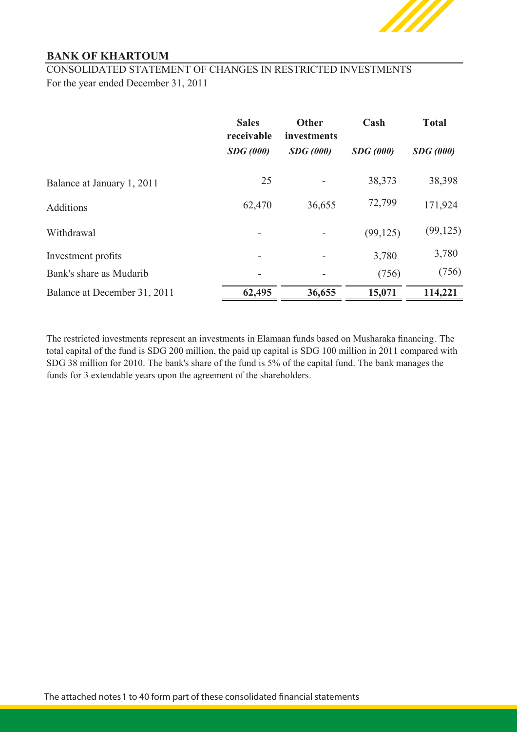# BANK OF KHARTOUM

CONSOLIDATED STATEMENT OF CHANGES IN RESTRICTED INVESTMENTS

For the year ended December 31, 2011

| | Sales receivable | Other investments | Cash | Total |
|---|---|---|---|---|
| | *SDG (000)* | *SDG (000)* | *SDG (000)* | *SDG (000)* |
| Balance at January 1, 2011 | 25 | - | 38,373 | 38,398 |
| Additions | 62,470 | 36,655 | 72,799 | 171,924 |
| Withdrawal | - | - | (99,125) | (99,125) |
| Investment profits | - | - | 3,780 | 3,780 |
| Bank's share as Mudarib | - | - | (756) | (756) |
| Balance at December 31, 2011 | **62,495** | **36,655** | **15,071** | **114,221** |

The restricted investments represent an investments in Elamaan funds based on Musharaka financing. The total capital of the fund is SDG 200 million, the paid up capital is SDG 100 million in 2011 compared with SDG 38 million for 2010. The bank's share of the fund is 5% of the capital fund. The bank manages the funds for 3 extendable years upon the agreement of the shareholders.

The attached notes 1 to 40 form part of these consolidated financial statements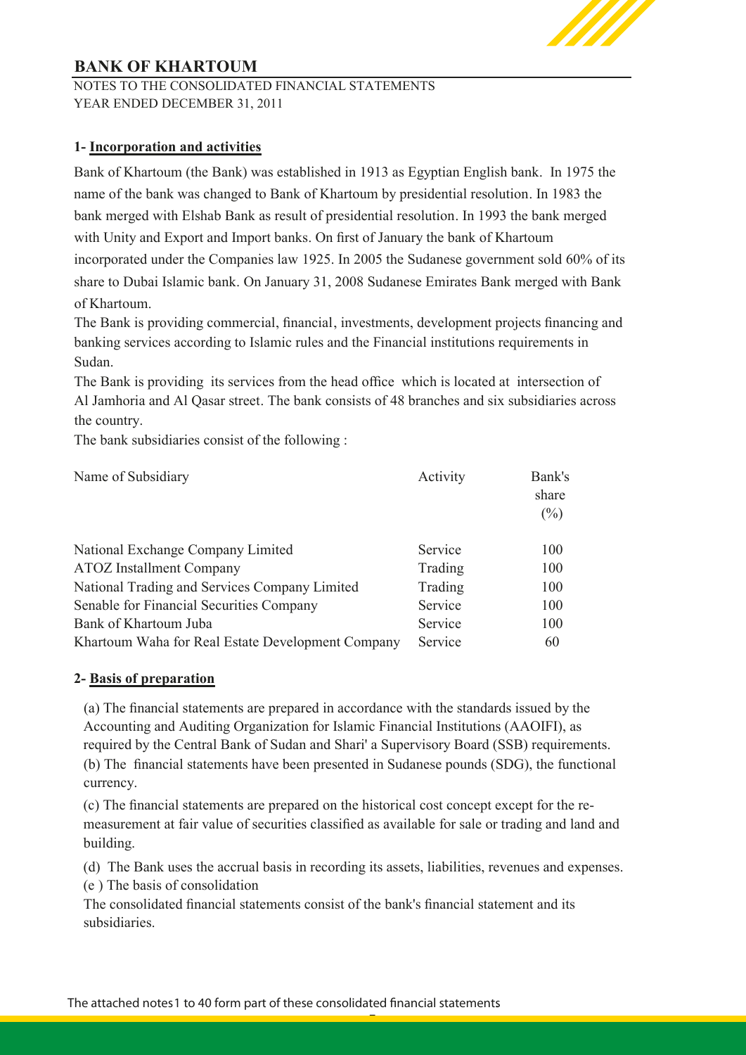# BANK OF KHARTOUM

NOTES TO THE CONSOLIDATED FINANCIAL STATEMENTS
YEAR ENDED DECEMBER 31, 2011

## 1- Incorporation and activities

Bank of Khartoum (the Bank) was established in 1913 as Egyptian English bank. In 1975 the name of the bank was changed to Bank of Khartoum by presidential resolution. In 1983 the bank merged with Elshab Bank as result of presidential resolution. In 1993 the bank merged with Unity and Export and Import banks. On first of January the bank of Khartoum incorporated under the Companies law 1925. In 2005 the Sudanese government sold 60% of its share to Dubai Islamic bank. On January 31, 2008 Sudanese Emirates Bank merged with Bank of Khartoum.

The Bank is providing commercial, financial, investments, development projects financing and banking services according to Islamic rules and the Financial institutions requirements in Sudan.

The Bank is providing its services from the head office which is located at intersection of Al Jamhoria and Al Qasar street. The bank consists of 48 branches and six subsidiaries across the country.

The bank subsidiaries consist of the following :

| Name of Subsidiary | Activity | Bank's share (%) |
|---|---|---|
| National Exchange Company Limited | Service | 100 |
| ATOZ Installment Company | Trading | 100 |
| National Trading and Services Company Limited | Trading | 100 |
| Senable for Financial Securities Company | Service | 100 |
| Bank of Khartoum Juba | Service | 100 |
| Khartoum Waha for Real Estate Development Company | Service | 60 |

## 2- Basis of preparation

(a) The financial statements are prepared in accordance with the standards issued by the Accounting and Auditing Organization for Islamic Financial Institutions (AAOIFI), as required by the Central Bank of Sudan and Shari' a Supervisory Board (SSB) requirements.

(b) The financial statements have been presented in Sudanese pounds (SDG), the functional currency.

(c) The financial statements are prepared on the historical cost concept except for the re-measurement at fair value of securities classified as available for sale or trading and land and building.

(d) The Bank uses the accrual basis in recording its assets, liabilities, revenues and expenses.

(e ) The basis of consolidation

The consolidated financial statements consist of the bank's financial statement and its subsidiaries.

The attached notes1 to 40 form part of these consolidated financial statements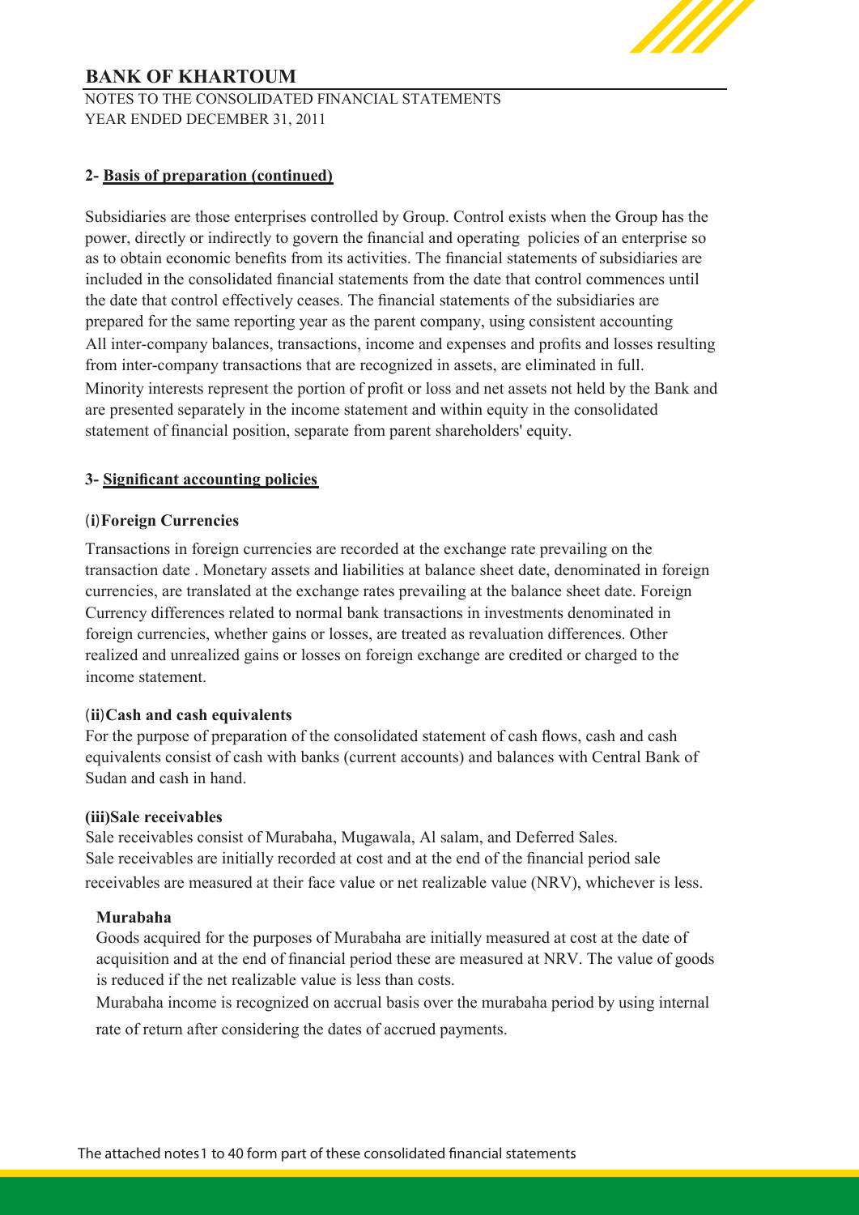## 2- Basis of preparation (continued)

Subsidiaries are those enterprises controlled by Group. Control exists when the Group has the power, directly or indirectly to govern the financial and operating policies of an enterprise so as to obtain economic benefits from its activities. The financial statements of subsidiaries are included in the consolidated financial statements from the date that control commences until the date that control effectively ceases. The financial statements of the subsidiaries are prepared for the same reporting year as the parent company, using consistent accounting All inter-company balances, transactions, income and expenses and profits and losses resulting from inter-company transactions that are recognized in assets, are eliminated in full. Minority interests represent the portion of profit or loss and net assets not held by the Bank and are presented separately in the income statement and within equity in the consolidated statement of financial position, separate from parent shareholders' equity.

## 3- Significant accounting policies

### (i) Foreign Currencies

Transactions in foreign currencies are recorded at the exchange rate prevailing on the transaction date . Monetary assets and liabilities at balance sheet date, denominated in foreign currencies, are translated at the exchange rates prevailing at the balance sheet date. Foreign Currency differences related to normal bank transactions in investments denominated in foreign currencies, whether gains or losses, are treated as revaluation differences. Other realized and unrealized gains or losses on foreign exchange are credited or charged to the income statement.

### (ii) Cash and cash equivalents

For the purpose of preparation of the consolidated statement of cash flows, cash and cash equivalents consist of cash with banks (current accounts) and balances with Central Bank of Sudan and cash in hand.

### (iii) Sale receivables

Sale receivables consist of Murabaha, Mugawala, Al salam, and Deferred Sales.
Sale receivables are initially recorded at cost and at the end of the financial period sale receivables are measured at their face value or net realizable value (NRV), whichever is less.

**Murabaha**

Goods acquired for the purposes of Murabaha are initially measured at cost at the date of acquisition and at the end of financial period these are measured at NRV. The value of goods is reduced if the net realizable value is less than costs.

Murabaha income is recognized on accrual basis over the murabaha period by using internal rate of return after considering the dates of accrued payments.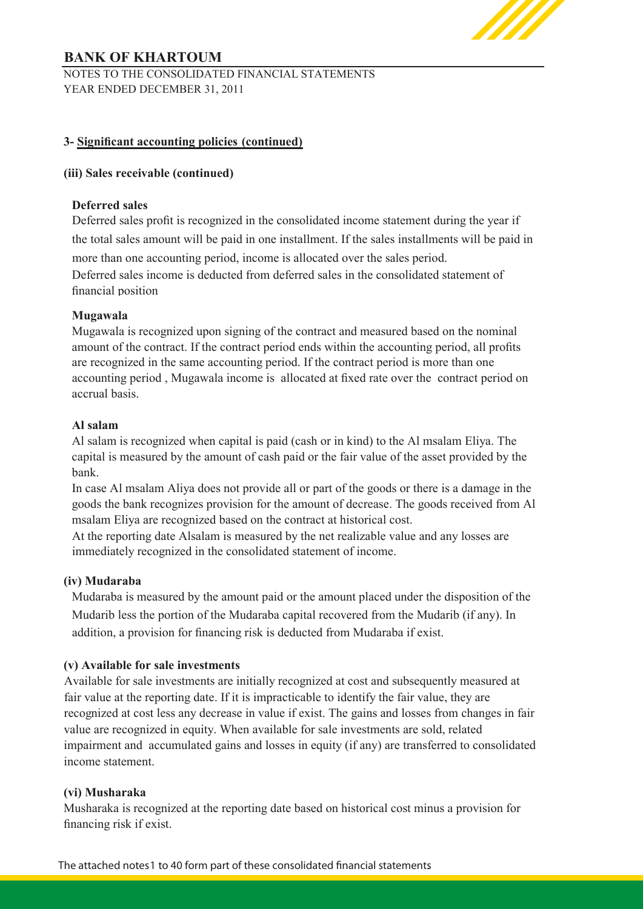## 3- Significant accounting policies (continued)

### (iii) Sales receivable (continued)

**Deferred sales**

Deferred sales profit is recognized in the consolidated income statement during the year if the total sales amount will be paid in one installment. If the sales installments will be paid in more than one accounting period, income is allocated over the sales period.

Deferred sales income is deducted from deferred sales in the consolidated statement of financial position

**Mugawala**

Mugawala is recognized upon signing of the contract and measured based on the nominal amount of the contract. If the contract period ends within the accounting period, all profits are recognized in the same accounting period. If the contract period is more than one accounting period , Mugawala income is allocated at fixed rate over the contract period on accrual basis.

**Al salam**

Al salam is recognized when capital is paid (cash or in kind) to the Al msalam Eliya. The capital is measured by the amount of cash paid or the fair value of the asset provided by the bank.

In case Al msalam Aliya does not provide all or part of the goods or there is a damage in the goods the bank recognizes provision for the amount of decrease. The goods received from Al msalam Eliya are recognized based on the contract at historical cost.

At the reporting date Alsalam is measured by the net realizable value and any losses are immediately recognized in the consolidated statement of income.

### (iv) Mudaraba

Mudaraba is measured by the amount paid or the amount placed under the disposition of the Mudarib less the portion of the Mudaraba capital recovered from the Mudarib (if any). In addition, a provision for financing risk is deducted from Mudaraba if exist.

### (v) Available for sale investments

Available for sale investments are initially recognized at cost and subsequently measured at fair value at the reporting date. If it is impracticable to identify the fair value, they are recognized at cost less any decrease in value if exist. The gains and losses from changes in fair value are recognized in equity. When available for sale investments are sold, related impairment and accumulated gains and losses in equity (if any) are transferred to consolidated income statement.

### (vi) Musharaka

Musharaka is recognized at the reporting date based on historical cost minus a provision for financing risk if exist.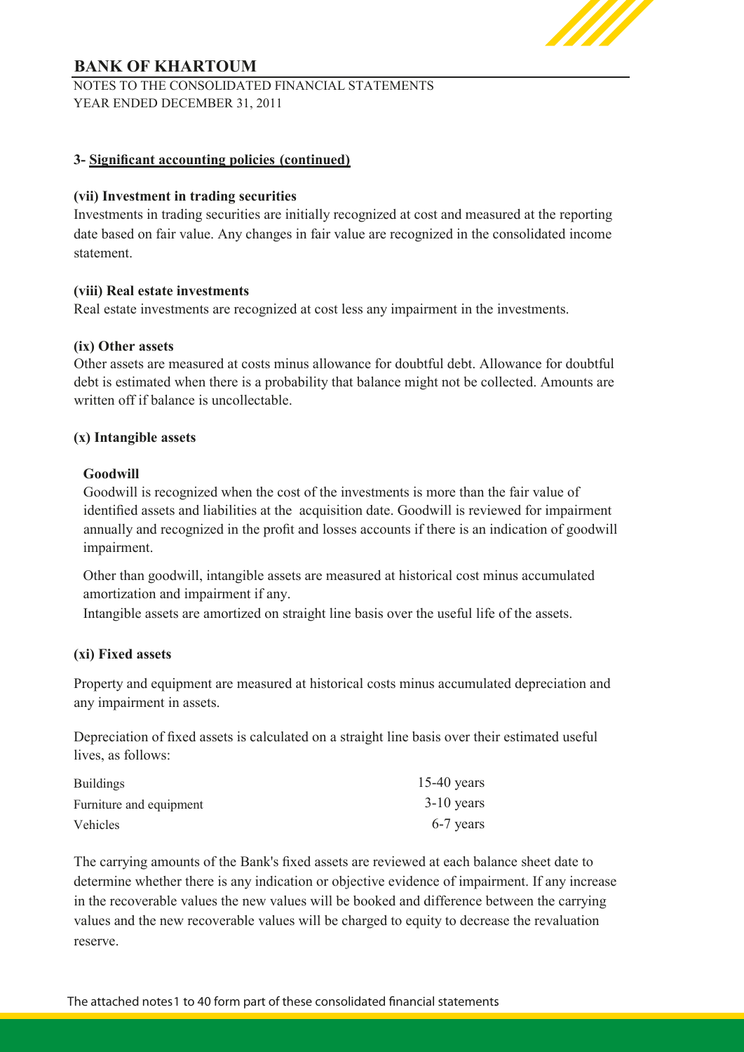## 3- Significant accounting policies (continued)

### (vii) Investment in trading securities

Investments in trading securities are initially recognized at cost and measured at the reporting date based on fair value. Any changes in fair value are recognized in the consolidated income statement.

### (viii) Real estate investments

Real estate investments are recognized at cost less any impairment in the investments.

### (ix) Other assets

Other assets are measured at costs minus allowance for doubtful debt. Allowance for doubtful debt is estimated when there is a probability that balance might not be collected. Amounts are written off if balance is uncollectable.

### (x) Intangible assets

**Goodwill**

Goodwill is recognized when the cost of the investments is more than the fair value of identified assets and liabilities at the acquisition date. Goodwill is reviewed for impairment annually and recognized in the profit and losses accounts if there is an indication of goodwill impairment.

Other than goodwill, intangible assets are measured at historical cost minus accumulated amortization and impairment if any.

Intangible assets are amortized on straight line basis over the useful life of the assets.

### (xi) Fixed assets

Property and equipment are measured at historical costs minus accumulated depreciation and any impairment in assets.

Depreciation of fixed assets is calculated on a straight line basis over their estimated useful lives, as follows:

| | |
|---|---|
| Buildings | 15-40 years |
| Furniture and equipment | 3-10 years |
| Vehicles | 6-7 years |

The carrying amounts of the Bank's fixed assets are reviewed at each balance sheet date to determine whether there is any indication or objective evidence of impairment. If any increase in the recoverable values the new values will be booked and difference between the carrying values and the new recoverable values will be charged to equity to decrease the revaluation reserve.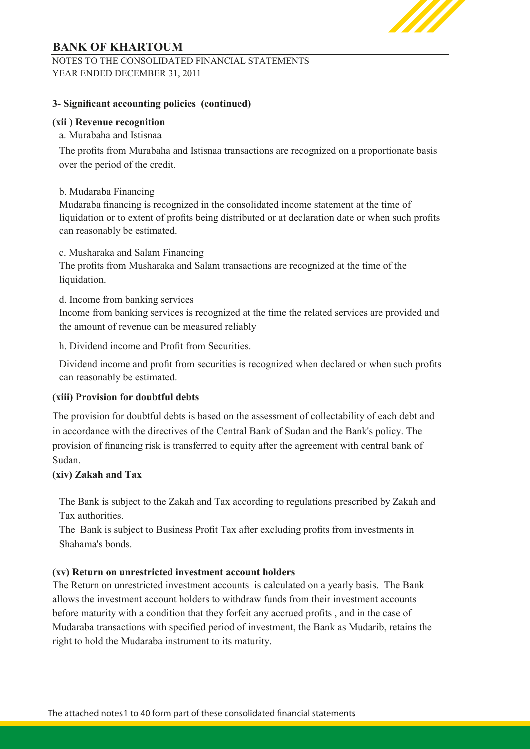## 3- Significant accounting policies (continued)

### (xii ) Revenue recognition

a. Murabaha and Istisnaa

The profits from Murabaha and Istisnaa transactions are recognized on a proportionate basis over the period of the credit.

b. Mudaraba Financing

Mudaraba financing is recognized in the consolidated income statement at the time of liquidation or to extent of profits being distributed or at declaration date or when such profits can reasonably be estimated.

c. Musharaka and Salam Financing

The profits from Musharaka and Salam transactions are recognized at the time of the liquidation.

d. Income from banking services

Income from banking services is recognized at the time the related services are provided and the amount of revenue can be measured reliably

h. Dividend income and Profit from Securities.

Dividend income and profit from securities is recognized when declared or when such profits can reasonably be estimated.

### (xiii) Provision for doubtful debts

The provision for doubtful debts is based on the assessment of collectability of each debt and in accordance with the directives of the Central Bank of Sudan and the Bank's policy. The provision of financing risk is transferred to equity after the agreement with central bank of Sudan.

### (xiv) Zakah and Tax

The Bank is subject to the Zakah and Tax according to regulations prescribed by Zakah and Tax authorities.

The Bank is subject to Business Profit Tax after excluding profits from investments in Shahama's bonds.

### (xv) Return on unrestricted investment account holders

The Return on unrestricted investment accounts is calculated on a yearly basis. The Bank allows the investment account holders to withdraw funds from their investment accounts before maturity with a condition that they forfeit any accrued profits , and in the case of Mudaraba transactions with specified period of investment, the Bank as Mudarib, retains the right to hold the Mudaraba instrument to its maturity.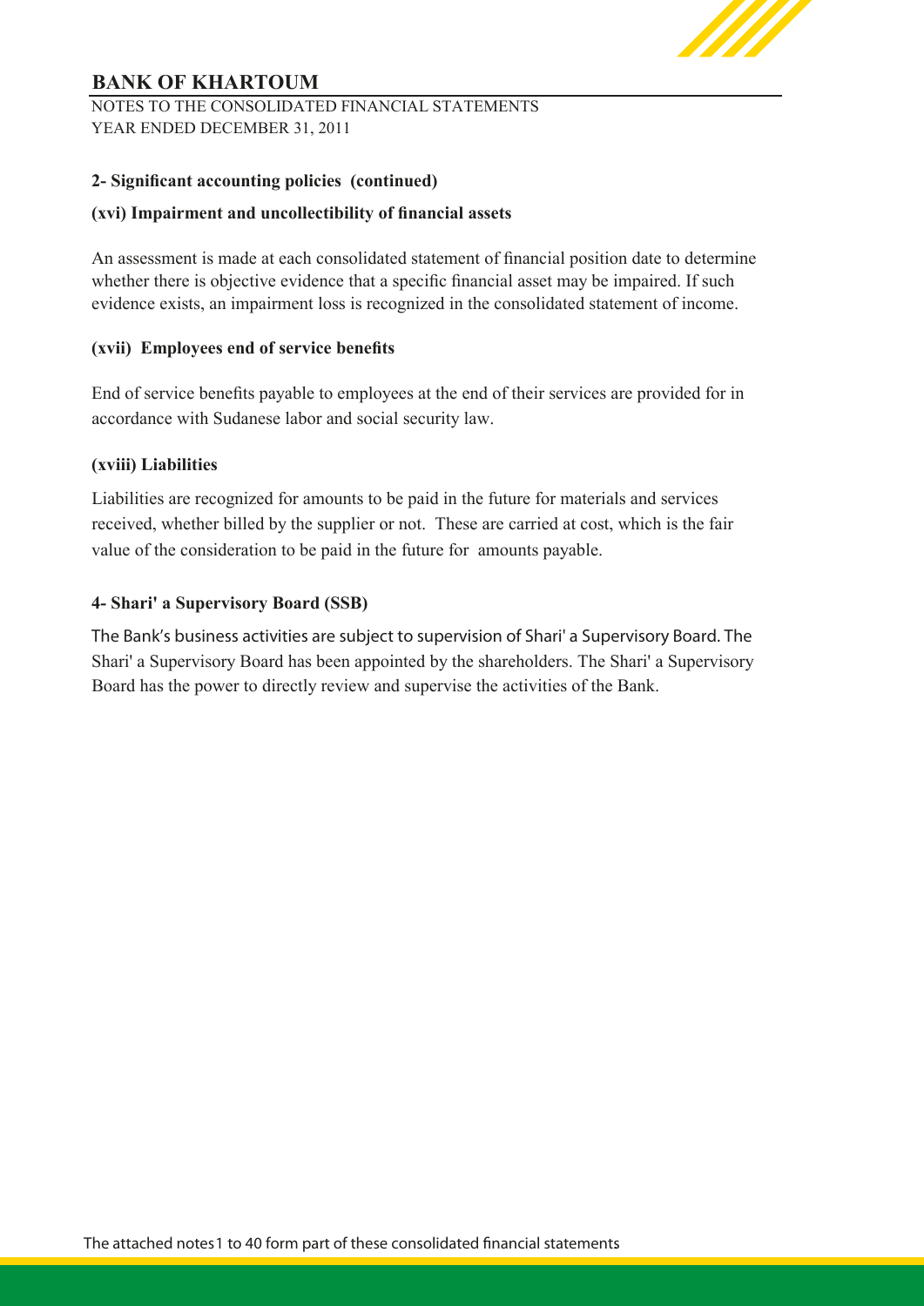## 2- Significant accounting policies (continued)

### (xvi) Impairment and uncollectibility of financial assets

An assessment is made at each consolidated statement of financial position date to determine whether there is objective evidence that a specific financial asset may be impaired. If such evidence exists, an impairment loss is recognized in the consolidated statement of income.

### (xvii) Employees end of service benefits

End of service benefits payable to employees at the end of their services are provided for in accordance with Sudanese labor and social security law.

### (xviii) Liabilities

Liabilities are recognized for amounts to be paid in the future for materials and services received, whether billed by the supplier or not. These are carried at cost, which is the fair value of the consideration to be paid in the future for amounts payable.

## 4- Shari' a Supervisory Board (SSB)

The Bank's business activities are subject to supervision of Shari' a Supervisory Board. The Shari' a Supervisory Board has been appointed by the shareholders. The Shari' a Supervisory Board has the power to directly review and supervise the activities of the Bank.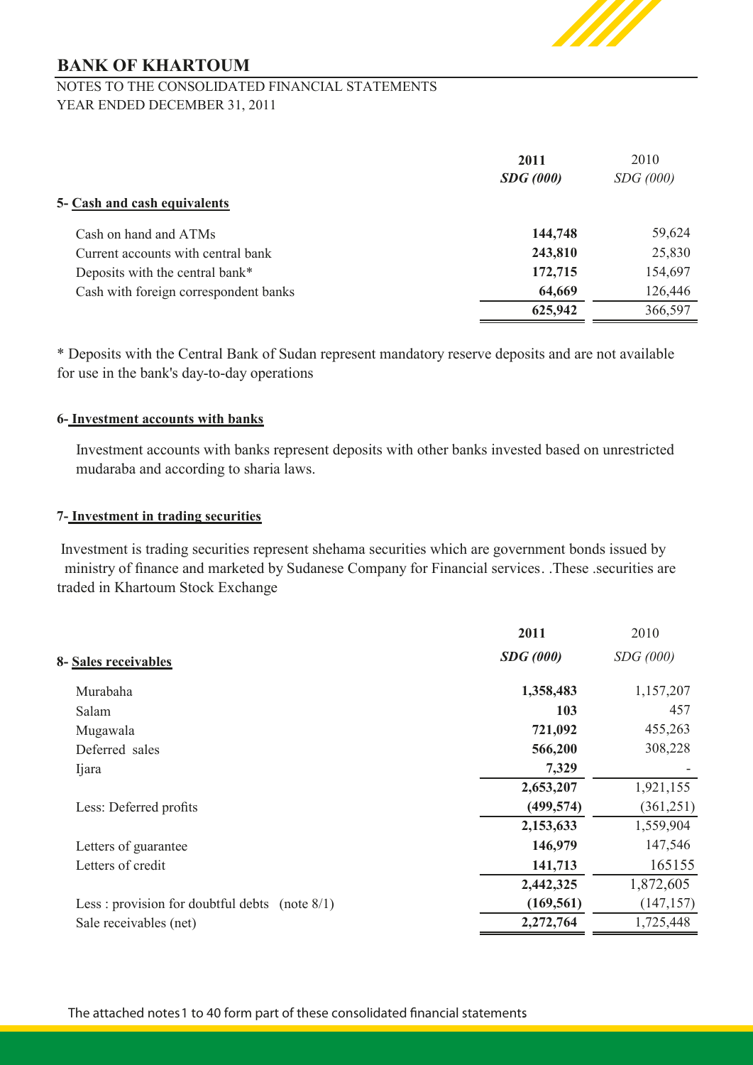# BANK OF KHARTOUM

NOTES TO THE CONSOLIDATED FINANCIAL STATEMENTS
YEAR ENDED DECEMBER 31, 2011

| | **2011** | 2010 |
|---|---|---|
| | ***SDG (000)*** | *SDG (000)* |
| **5- Cash and cash equivalents** | | |
| Cash on hand and ATMs | **144,748** | 59,624 |
| Current accounts with central bank | **243,810** | 25,830 |
| Deposits with the central bank* | **172,715** | 154,697 |
| Cash with foreign correspondent banks | **64,669** | 126,446 |
| | **625,942** | 366,597 |

* Deposits with the Central Bank of Sudan represent mandatory reserve deposits and are not available for use in the bank's day-to-day operations

### 6- Investment accounts with banks

Investment accounts with banks represent deposits with other banks invested based on unrestricted mudaraba and according to sharia laws.

### 7- Investment in trading securities

Investment is trading securities represent shehama securities which are government bonds issued by ministry of finance and marketed by Sudanese Company for Financial services. .These .securities are traded in Khartoum Stock Exchange

| **8- Sales receivables** | **2011** | 2010 |
|---|---|---|
| | ***SDG (000)*** | *SDG (000)* |
| Murabaha | **1,358,483** | 1,157,207 |
| Salam | **103** | 457 |
| Mugawala | **721,092** | 455,263 |
| Deferred sales | **566,200** | 308,228 |
| Ijara | **7,329** | - |
| | **2,653,207** | 1,921,155 |
| Less: Deferred profits | **(499,574)** | (361,251) |
| | **2,153,633** | 1,559,904 |
| Letters of guarantee | **146,979** | 147,546 |
| Letters of credit | **141,713** | 165155 |
| | **2,442,325** | 1,872,605 |
| Less : provision for doubtful debts (note 8/1) | **(169,561)** | (147,157) |
| Sale receivables (net) | **2,272,764** | 1,725,448 |

The attached notes 1 to 40 form part of these consolidated financial statements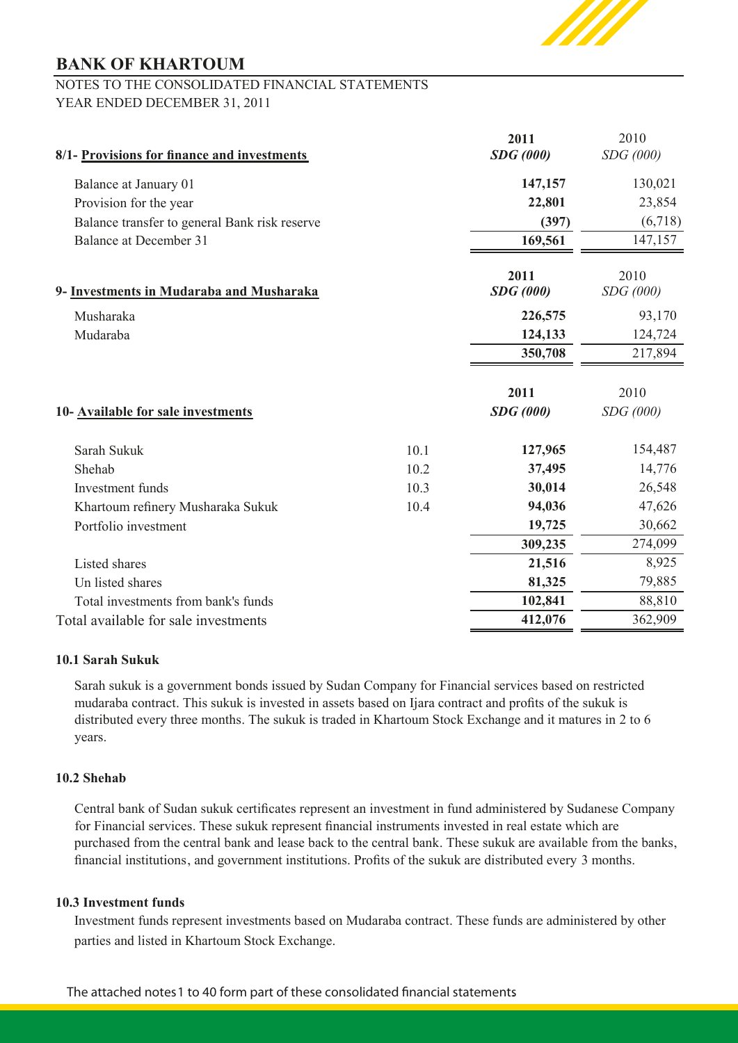## BANK OF KHARTOUM

NOTES TO THE CONSOLIDATED FINANCIAL STATEMENTS
YEAR ENDED DECEMBER 31, 2011

| 8/1- Provisions for finance and investments | 2011 SDG (000) | 2010 SDG (000) |
|---|---|---|
| Balance at January 01 | **147,157** | 130,021 |
| Provision for the year | **22,801** | 23,854 |
| Balance transfer to general Bank risk reserve | **(397)** | (6,718) |
| Balance at December 31 | **169,561** | 147,157 |

| 9- Investments in Mudaraba and Musharaka | 2011 SDG (000) | 2010 SDG (000) |
|---|---|---|
| Musharaka | **226,575** | 93,170 |
| Mudaraba | **124,133** | 124,724 |
| | **350,708** | 217,894 |

| 10- Available for sale investments | | 2011 SDG (000) | 2010 SDG (000) |
|---|---|---|---|
| Sarah Sukuk | 10.1 | **127,965** | 154,487 |
| Shehab | 10.2 | **37,495** | 14,776 |
| Investment funds | 10.3 | **30,014** | 26,548 |
| Khartoum refinery Musharaka Sukuk | 10.4 | **94,036** | 47,626 |
| Portfolio investment | | **19,725** | 30,662 |
| | | **309,235** | 274,099 |
| Listed shares | | **21,516** | 8,925 |
| Un listed shares | | **81,325** | 79,885 |
| Total investments from bank's funds | | **102,841** | 88,810 |
| Total available for sale investments | | **412,076** | 362,909 |

### 10.1 Sarah Sukuk

Sarah sukuk is a government bonds issued by Sudan Company for Financial services based on restricted mudaraba contract. This sukuk is invested in assets based on Ijara contract and profits of the sukuk is distributed every three months. The sukuk is traded in Khartoum Stock Exchange and it matures in 2 to 6 years.

### 10.2 Shehab

Central bank of Sudan sukuk certificates represent an investment in fund administered by Sudanese Company for Financial services. These sukuk represent financial instruments invested in real estate which are purchased from the central bank and lease back to the central bank. These sukuk are available from the banks, financial institutions, and government institutions. Profits of the sukuk are distributed every 3 months.

### 10.3 Investment funds

Investment funds represent investments based on Mudaraba contract. These funds are administered by other parties and listed in Khartoum Stock Exchange.

The attached notes 1 to 40 form part of these consolidated financial statements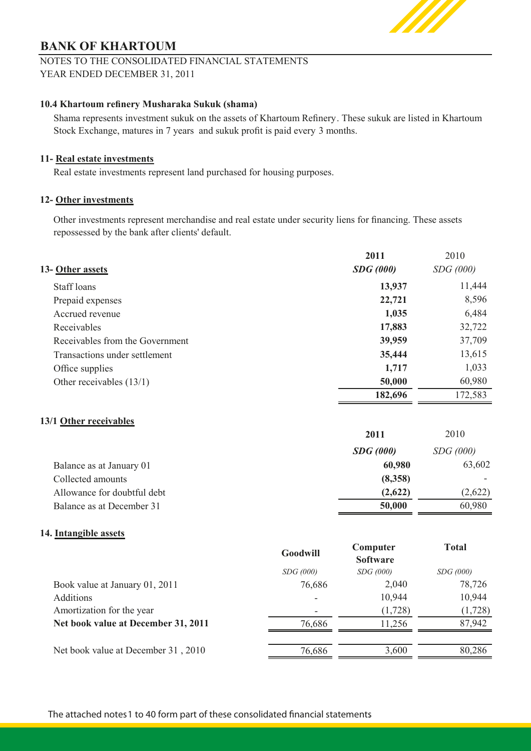## BANK OF KHARTOUM

NOTES TO THE CONSOLIDATED FINANCIAL STATEMENTS
YEAR ENDED DECEMBER 31, 2011

### 10.4 Khartoum refinery Musharaka Sukuk (shama)

Shama represents investment sukuk on the assets of Khartoum Refinery. These sukuk are listed in Khartoum Stock Exchange, matures in 7 years and sukuk profit is paid every 3 months.

### 11- Real estate investments

Real estate investments represent land purchased for housing purposes.

### 12- Other investments

Other investments represent merchandise and real estate under security liens for financing. These assets repossessed by the bank after clients' default.

### 13- Other assets

| | **2011** | 2010 |
|---|---|---|
| | ***SDG (000)*** | *SDG (000)* |
| Staff loans | **13,937** | 11,444 |
| Prepaid expenses | **22,721** | 8,596 |
| Accrued revenue | **1,035** | 6,484 |
| Receivables | **17,883** | 32,722 |
| Receivables from the Government | **39,959** | 37,709 |
| Transactions under settlement | **35,444** | 13,615 |
| Office supplies | **1,717** | 1,033 |
| Other receivables (13/1) | **50,000** | 60,980 |
| | **182,696** | 172,583 |

### 13/1 Other receivables

| | **2011** | 2010 |
|---|---|---|
| | ***SDG (000)*** | *SDG (000)* |
| Balance as at January 01 | **60,980** | 63,602 |
| Collected amounts | **(8,358)** | - |
| Allowance for doubtful debt | **(2,622)** | (2,622) |
| Balance as at December 31 | **50,000** | 60,980 |

### 14. Intangible assets

| | **Goodwill** | **Computer Software** | **Total** |
|---|---|---|---|
| | *SDG (000)* | *SDG (000)* | *SDG (000)* |
| Book value at January 01, 2011 | 76,686 | 2,040 | 78,726 |
| Additions | - | 10,944 | 10,944 |
| Amortization for the year | - | (1,728) | (1,728) |
| **Net book value at December 31, 2011** | 76,686 | 11,256 | 87,942 |
| Net book value at December 31 , 2010 | 76,686 | 3,600 | 80,286 |

The attached notes 1 to 40 form part of these consolidated financial statements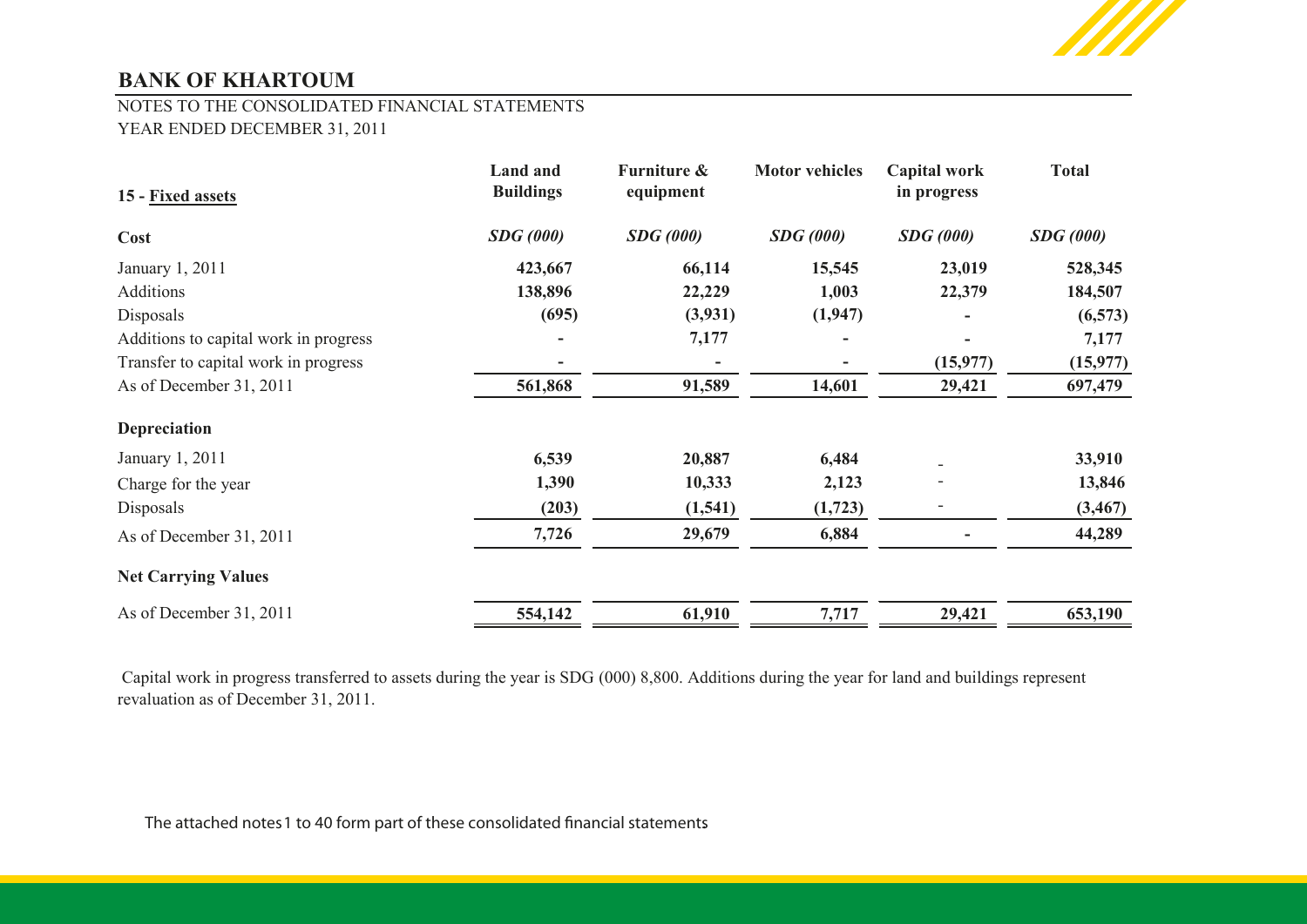## BANK OF KHARTOUM

NOTES TO THE CONSOLIDATED FINANCIAL STATEMENTS
YEAR ENDED DECEMBER 31, 2011

| 15 - Fixed assets | Land and Buildings | Furniture & equipment | Motor vehicles | Capital work in progress | Total |
|---|---|---|---|---|---|
| **Cost** | *SDG (000)* | *SDG (000)* | *SDG (000)* | *SDG (000)* | *SDG (000)* |
| January 1, 2011 | 423,667 | 66,114 | 15,545 | 23,019 | 528,345 |
| Additions | 138,896 | 22,229 | 1,003 | 22,379 | 184,507 |
| Disposals | (695) | (3,931) | (1,947) | - | (6,573) |
| Additions to capital work in progress | - | 7,177 | - | - | 7,177 |
| Transfer to capital work in progress | - | - | - | (15,977) | (15,977) |
| As of December 31, 2011 | 561,868 | 91,589 | 14,601 | 29,421 | 697,479 |
| **Depreciation** | | | | | |
| January 1, 2011 | 6,539 | 20,887 | 6,484 | - | 33,910 |
| Charge for the year | 1,390 | 10,333 | 2,123 | - | 13,846 |
| Disposals | (203) | (1,541) | (1,723) | - | (3,467) |
| As of December 31, 2011 | 7,726 | 29,679 | 6,884 | - | 44,289 |
| **Net Carrying Values** | | | | | |
| As of December 31, 2011 | 554,142 | 61,910 | 7,717 | 29,421 | 653,190 |

Capital work in progress transferred to assets during the year is SDG (000) 8,800. Additions during the year for land and buildings represent revaluation as of December 31, 2011.

The attached notes 1 to 40 form part of these consolidated financial statements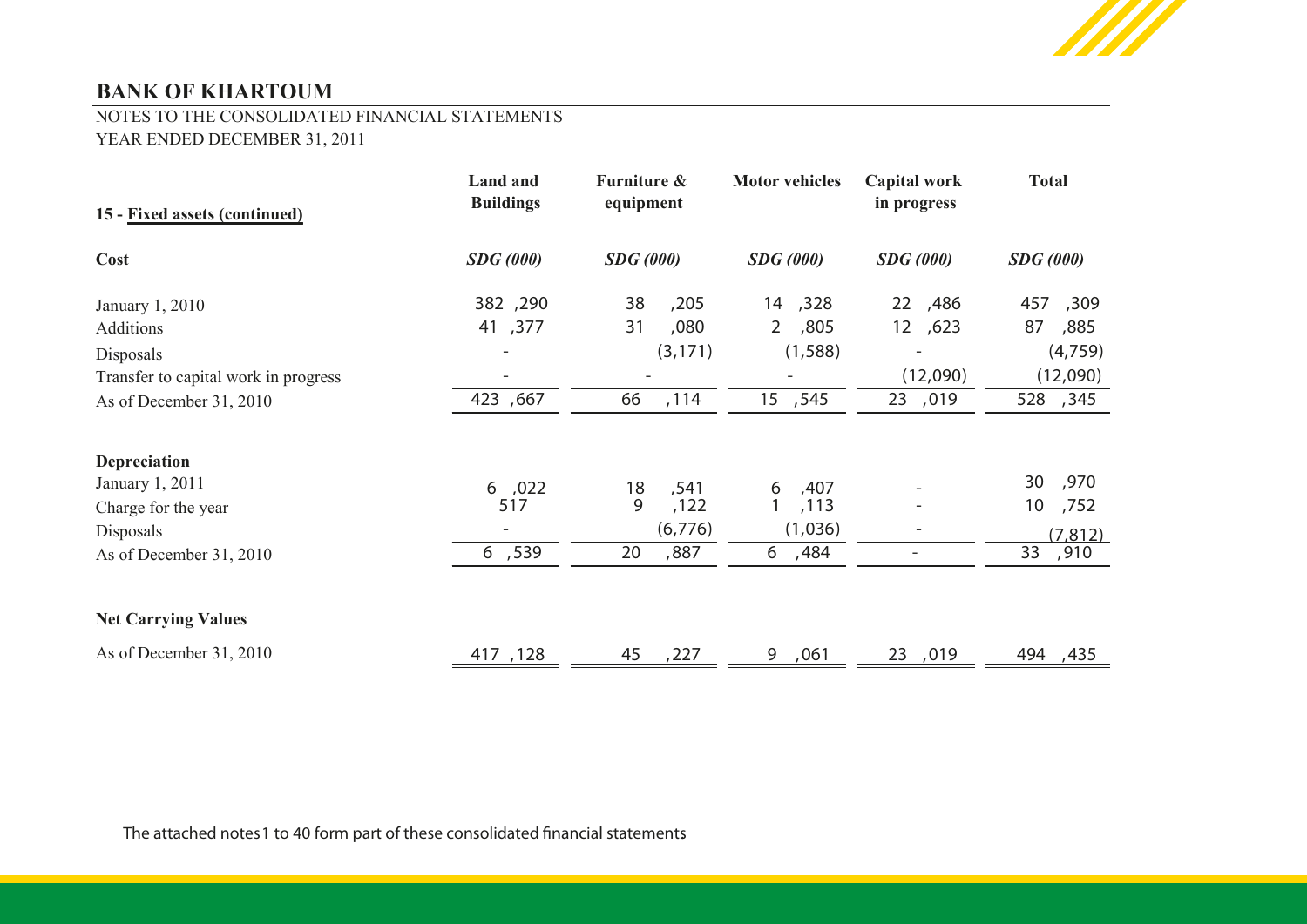# BANK OF KHARTOUM

NOTES TO THE CONSOLIDATED FINANCIAL STATEMENTS
YEAR ENDED DECEMBER 31, 2011

| 15 - Fixed assets (continued) | Land and Buildings | Furniture & equipment | Motor vehicles | Capital work in progress | Total |
|---|---|---|---|---|---|
| **Cost** | *SDG (000)* | *SDG (000)* | *SDG (000)* | *SDG (000)* | *SDG (000)* |
| January 1, 2010 | 382 ,290 | 38 ,205 | 14 ,328 | 22 ,486 | 457 ,309 |
| Additions | 41 ,377 | 31 ,080 | 2 ,805 | 12 ,623 | 87 ,885 |
| Disposals | - | (3,171) | (1,588) | - | (4,759) |
| Transfer to capital work in progress | - | - | - | (12,090) | (12,090) |
| As of December 31, 2010 | 423 ,667 | 66 ,114 | 15 ,545 | 23 ,019 | 528 ,345 |
| **Depreciation** | | | | | |
| January 1, 2011 | 6 ,022 | 18 ,541 | 6 ,407 | - | 30 ,970 |
| Charge for the year | 517 | 9 ,122 | 1 ,113 | - | 10 ,752 |
| Disposals | - | (6,776) | (1,036) | - | (7,812) |
| As of December 31, 2010 | 6 ,539 | 20 ,887 | 6 ,484 | - | 33 ,910 |
| **Net Carrying Values** | | | | | |
| As of December 31, 2010 | 417 ,128 | 45 ,227 | 9 ,061 | 23 ,019 | 494 ,435 |

The attached notes1 to 40 form part of these consolidated financial statements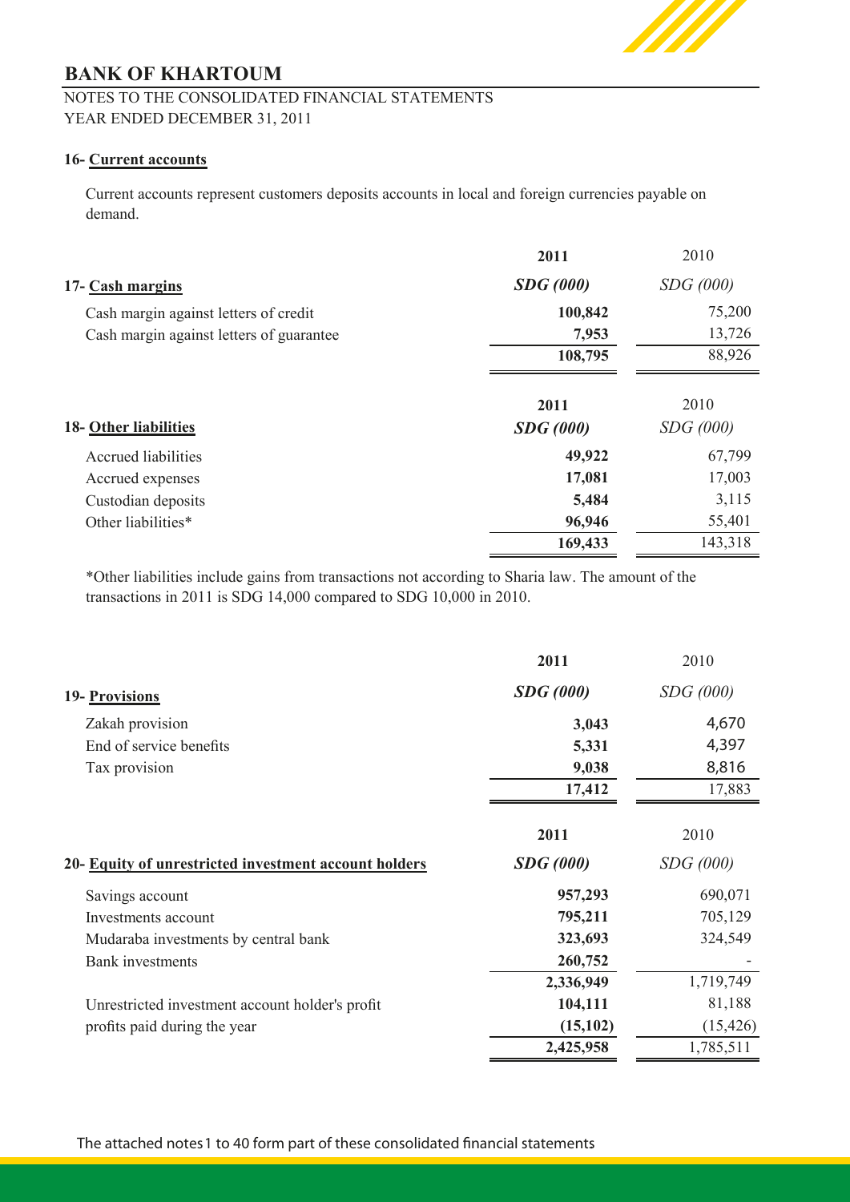# BANK OF KHARTOUM

NOTES TO THE CONSOLIDATED FINANCIAL STATEMENTS
YEAR ENDED DECEMBER 31, 2011

## 16- Current accounts

Current accounts represent customers deposits accounts in local and foreign currencies payable on demand.

## 17- Cash margins

| | **2011** | 2010 |
|---|---|---|
| | ***SDG (000)*** | *SDG (000)* |
| Cash margin against letters of credit | **100,842** | 75,200 |
| Cash margin against letters of guarantee | **7,953** | 13,726 |
| | **108,795** | 88,926 |

## 18- Other liabilities

| | **2011** | 2010 |
|---|---|---|
| | ***SDG (000)*** | *SDG (000)* |
| Accrued liabilities | **49,922** | 67,799 |
| Accrued expenses | **17,081** | 17,003 |
| Custodian deposits | **5,484** | 3,115 |
| Other liabilities* | **96,946** | 55,401 |
| | **169,433** | 143,318 |

*Other liabilities include gains from transactions not according to Sharia law. The amount of the transactions in 2011 is SDG 14,000 compared to SDG 10,000 in 2010.

## 19- Provisions

| | **2011** | 2010 |
|---|---|---|
| | ***SDG (000)*** | *SDG (000)* |
| Zakah provision | **3,043** | 4,670 |
| End of service benefits | **5,331** | 4,397 |
| Tax provision | **9,038** | 8,816 |
| | **17,412** | 17,883 |

## 20- Equity of unrestricted investment account holders

| | **2011** | 2010 |
|---|---|---|
| | ***SDG (000)*** | *SDG (000)* |
| Savings account | **957,293** | 690,071 |
| Investments account | **795,211** | 705,129 |
| Mudaraba investments by central bank | **323,693** | 324,549 |
| Bank investments | **260,752** | - |
| | **2,336,949** | 1,719,749 |
| Unrestricted investment account holder's profit | **104,111** | 81,188 |
| profits paid during the year | **(15,102)** | (15,426) |
| | **2,425,958** | 1,785,511 |

The attached notes 1 to 40 form part of these consolidated financial statements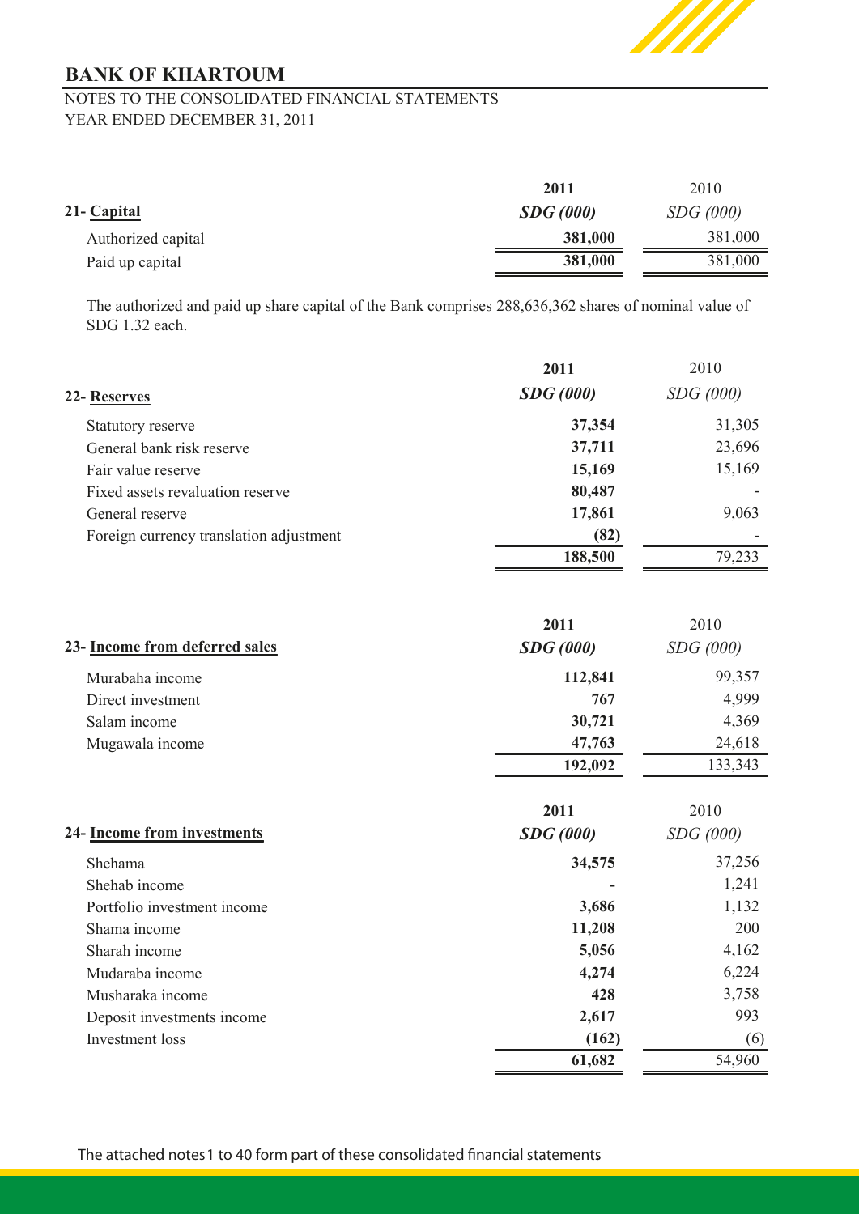## BANK OF KHARTOUM

NOTES TO THE CONSOLIDATED FINANCIAL STATEMENTS
YEAR ENDED DECEMBER 31, 2011

| 21- Capital | 2011<br>SDG (000) | 2010<br>SDG (000) |
|---|---|---|
| Authorized capital | **381,000** | 381,000 |
| Paid up capital | **381,000** | 381,000 |

The authorized and paid up share capital of the Bank comprises 288,636,362 shares of nominal value of SDG 1.32 each.

| 22- Reserves | 2011<br>SDG (000) | 2010<br>SDG (000) |
|---|---|---|
| Statutory reserve | **37,354** | 31,305 |
| General bank risk reserve | **37,711** | 23,696 |
| Fair value reserve | **15,169** | 15,169 |
| Fixed assets revaluation reserve | **80,487** | - |
| General reserve | **17,861** | 9,063 |
| Foreign currency translation adjustment | **(82)** | - |
| | **188,500** | 79,233 |

| 23- Income from deferred sales | 2011<br>SDG (000) | 2010<br>SDG (000) |
|---|---|---|
| Murabaha income | **112,841** | 99,357 |
| Direct investment | **767** | 4,999 |
| Salam income | **30,721** | 4,369 |
| Mugawala income | **47,763** | 24,618 |
| | **192,092** | 133,343 |

| 24- Income from investments | 2011<br>SDG (000) | 2010<br>SDG (000) |
|---|---|---|
| Shehama | **34,575** | 37,256 |
| Shehab income | **-** | 1,241 |
| Portfolio investment income | **3,686** | 1,132 |
| Shama income | **11,208** | 200 |
| Sharah income | **5,056** | 4,162 |
| Mudaraba income | **4,274** | 6,224 |
| Musharaka income | **428** | 3,758 |
| Deposit investments income | **2,617** | 993 |
| Investment loss | **(162)** | (6) |
| | **61,682** | 54,960 |

The attached notes 1 to 40 form part of these consolidated financial statements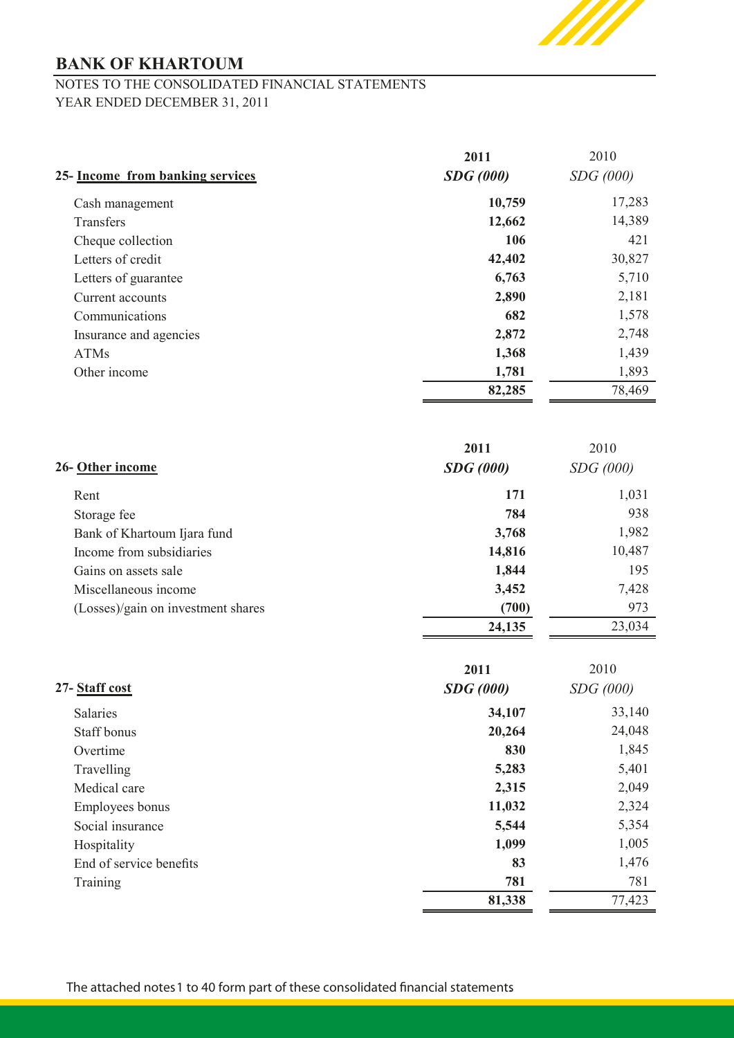# BANK OF KHARTOUM

NOTES TO THE CONSOLIDATED FINANCIAL STATEMENTS
YEAR ENDED DECEMBER 31, 2011

| 25- Income from banking services | 2011 SDG (000) | 2010 SDG (000) |
|---|---|---|
| Cash management | **10,759** | 17,283 |
| Transfers | **12,662** | 14,389 |
| Cheque collection | **106** | 421 |
| Letters of credit | **42,402** | 30,827 |
| Letters of guarantee | **6,763** | 5,710 |
| Current accounts | **2,890** | 2,181 |
| Communications | **682** | 1,578 |
| Insurance and agencies | **2,872** | 2,748 |
| ATMs | **1,368** | 1,439 |
| Other income | **1,781** | 1,893 |
| | **82,285** | 78,469 |

| 26- Other income | 2011 SDG (000) | 2010 SDG (000) |
|---|---|---|
| Rent | **171** | 1,031 |
| Storage fee | **784** | 938 |
| Bank of Khartoum Ijara fund | **3,768** | 1,982 |
| Income from subsidiaries | **14,816** | 10,487 |
| Gains on assets sale | **1,844** | 195 |
| Miscellaneous income | **3,452** | 7,428 |
| (Losses)/gain on investment shares | **(700)** | 973 |
| | **24,135** | 23,034 |

| 27- Staff cost | 2011 SDG (000) | 2010 SDG (000) |
|---|---|---|
| Salaries | **34,107** | 33,140 |
| Staff bonus | **20,264** | 24,048 |
| Overtime | **830** | 1,845 |
| Travelling | **5,283** | 5,401 |
| Medical care | **2,315** | 2,049 |
| Employees bonus | **11,032** | 2,324 |
| Social insurance | **5,544** | 5,354 |
| Hospitality | **1,099** | 1,005 |
| End of service benefits | **83** | 1,476 |
| Training | **781** | 781 |
| | **81,338** | 77,423 |

The attached notes 1 to 40 form part of these consolidated financial statements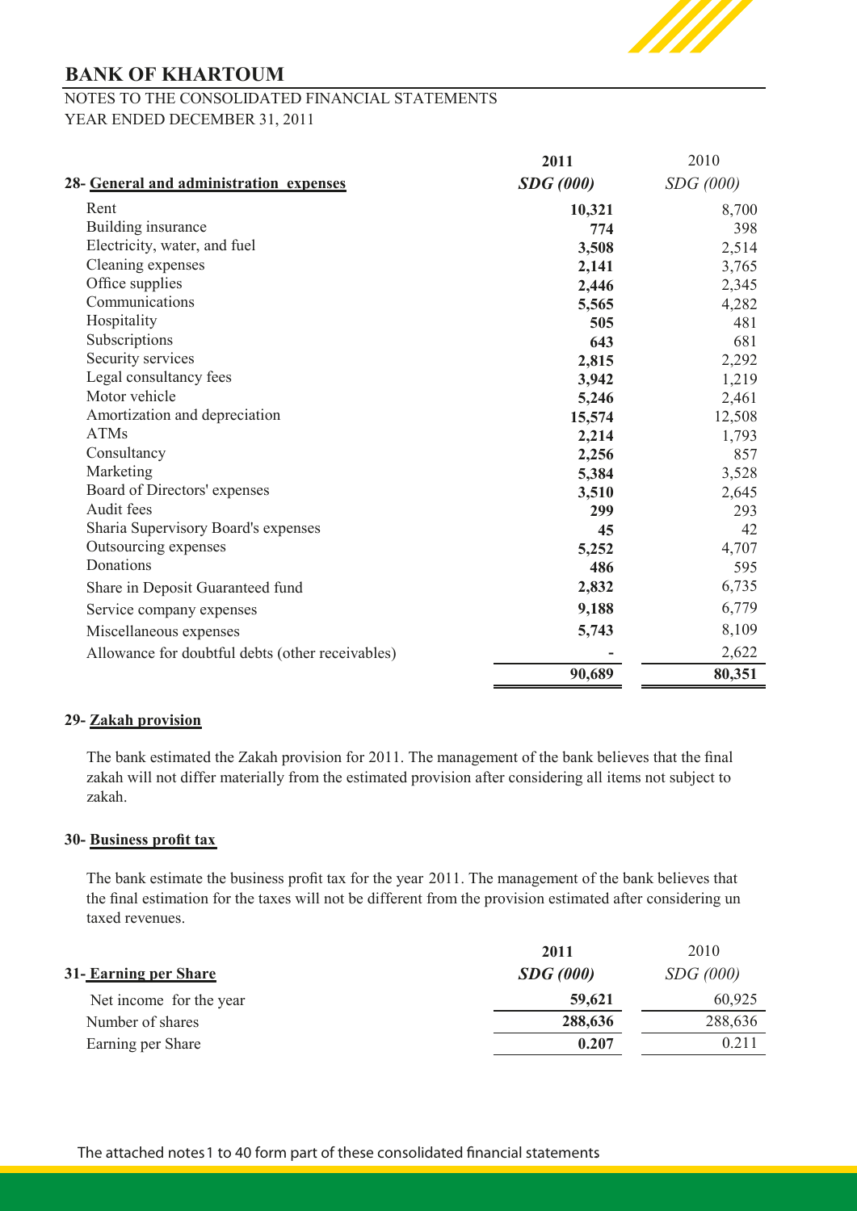# BANK OF KHARTOUM

NOTES TO THE CONSOLIDATED FINANCIAL STATEMENTS
YEAR ENDED DECEMBER 31, 2011

| 28- General and administration expenses | 2011 SDG (000) | 2010 SDG (000) |
|---|---|---|
| Rent | 10,321 | 8,700 |
| Building insurance | 774 | 398 |
| Electricity, water, and fuel | 3,508 | 2,514 |
| Cleaning expenses | 2,141 | 3,765 |
| Office supplies | 2,446 | 2,345 |
| Communications | 5,565 | 4,282 |
| Hospitality | 505 | 481 |
| Subscriptions | 643 | 681 |
| Security services | 2,815 | 2,292 |
| Legal consultancy fees | 3,942 | 1,219 |
| Motor vehicle | 5,246 | 2,461 |
| Amortization and depreciation | 15,574 | 12,508 |
| ATMs | 2,214 | 1,793 |
| Consultancy | 2,256 | 857 |
| Marketing | 5,384 | 3,528 |
| Board of Directors' expenses | 3,510 | 2,645 |
| Audit fees | 299 | 293 |
| Sharia Supervisory Board's expenses | 45 | 42 |
| Outsourcing expenses | 5,252 | 4,707 |
| Donations | 486 | 595 |
| Share in Deposit Guaranteed fund | 2,832 | 6,735 |
| Service company expenses | 9,188 | 6,779 |
| Miscellaneous expenses | 5,743 | 8,109 |
| Allowance for doubtful debts (other receivables) | - | 2,622 |
| | **90,689** | **80,351** |

**29- Zakah provision**

The bank estimated the Zakah provision for 2011. The management of the bank believes that the final zakah will not differ materially from the estimated provision after considering all items not subject to zakah.

**30- Business profit tax**

The bank estimate the business profit tax for the year 2011. The management of the bank believes that the final estimation for the taxes will not be different from the provision estimated after considering un taxed revenues.

| 31- Earning per Share | 2011 SDG (000) | 2010 SDG (000) |
|---|---|---|
| Net income for the year | 59,621 | 60,925 |
| Number of shares | 288,636 | 288,636 |
| Earning per Share | 0.207 | 0.211 |

The attached notes 1 to 40 form part of these consolidated financial statements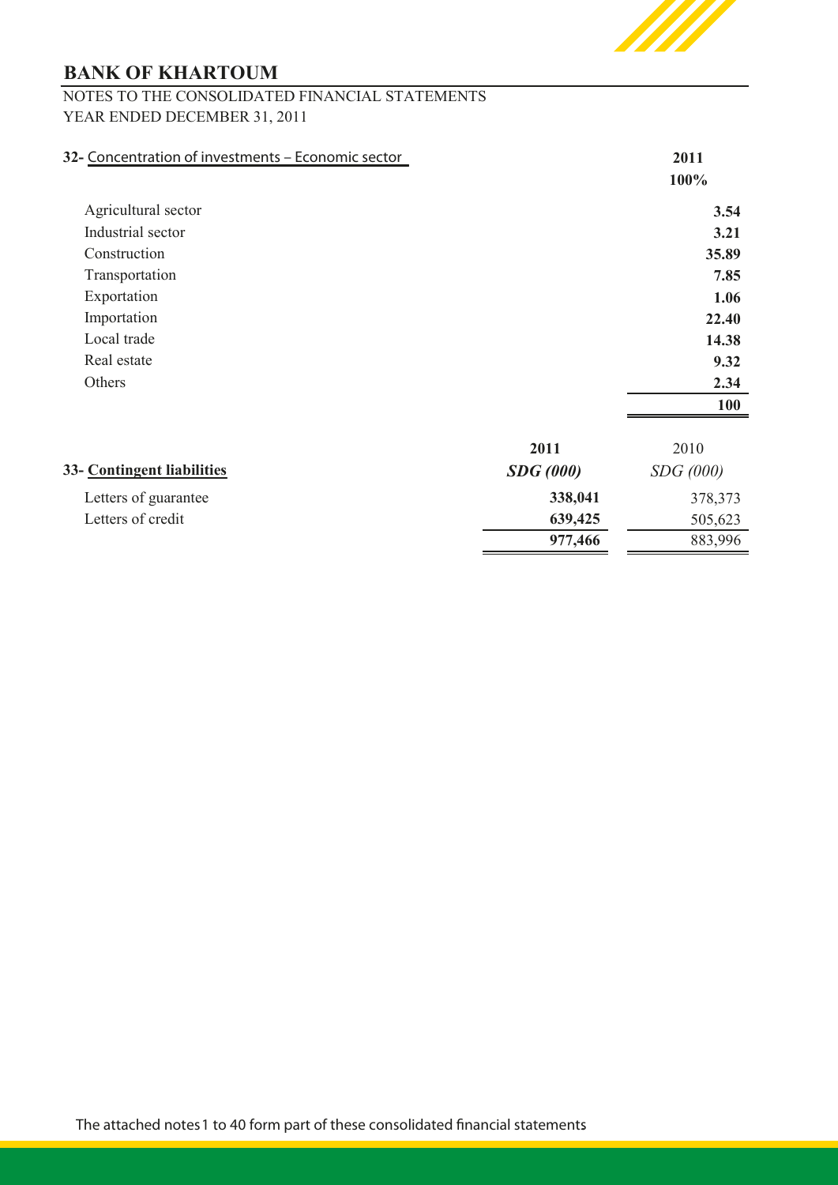## BANK OF KHARTOUM

NOTES TO THE CONSOLIDATED FINANCIAL STATEMENTS
YEAR ENDED DECEMBER 31, 2011

**32-** Concentration of investments – Economic sector

| | **2011** |
|---|---|
| | **100%** |
| Agricultural sector | **3.54** |
| Industrial sector | **3.21** |
| Construction | **35.89** |
| Transportation | **7.85** |
| Exportation | **1.06** |
| Importation | **22.40** |
| Local trade | **14.38** |
| Real estate | **9.32** |
| Others | **2.34** |
| | **100** |

| **33- Contingent liabilities** | **2011** ***SDG (000)*** | 2010 *SDG (000)* |
|---|---|---|
| Letters of guarantee | **338,041** | 378,373 |
| Letters of credit | **639,425** | 505,623 |
| | **977,466** | 883,996 |

The attached notes 1 to 40 form part of these consolidated financial statements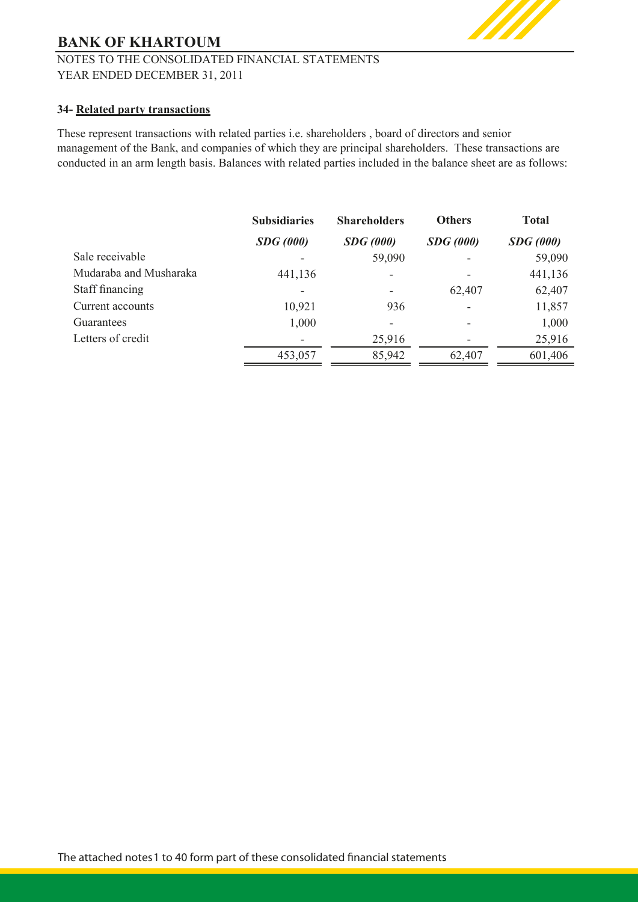# BANK OF KHARTOUM

NOTES TO THE CONSOLIDATED FINANCIAL STATEMENTS
YEAR ENDED DECEMBER 31, 2011

**34- Related party transactions**

These represent transactions with related parties i.e. shareholders , board of directors and senior management of the Bank, and companies of which they are principal shareholders. These transactions are conducted in an arm length basis. Balances with related parties included in the balance sheet are as follows:

| | **Subsidiaries** | **Shareholders** | **Others** | **Total** |
|---|---|---|---|---|
| | ***SDG (000)*** | ***SDG (000)*** | ***SDG (000)*** | ***SDG (000)*** |
| Sale receivable | - | 59,090 | - | 59,090 |
| Mudaraba and Musharaka | 441,136 | - | - | 441,136 |
| Staff financing | - | - | 62,407 | 62,407 |
| Current accounts | 10,921 | 936 | - | 11,857 |
| Guarantees | 1,000 | - | - | 1,000 |
| Letters of credit | - | 25,916 | - | 25,916 |
| | 453,057 | 85,942 | 62,407 | 601,406 |

The attached notes 1 to 40 form part of these consolidated financial statements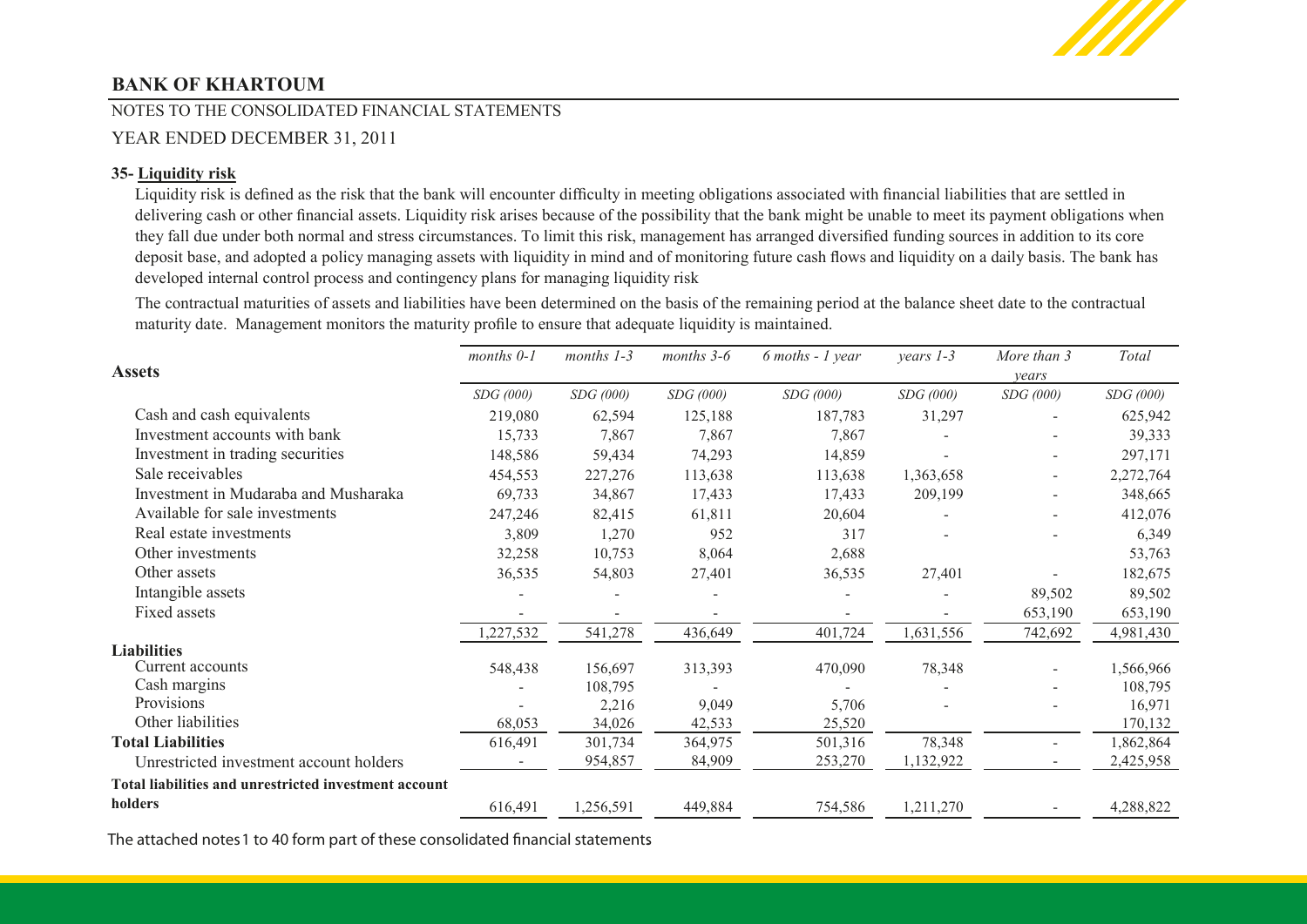## BANK OF KHARTOUM

NOTES TO THE CONSOLIDATED FINANCIAL STATEMENTS

YEAR ENDED DECEMBER 31, 2011

### 35- Liquidity risk

Liquidity risk is defined as the risk that the bank will encounter difficulty in meeting obligations associated with financial liabilities that are settled in delivering cash or other financial assets. Liquidity risk arises because of the possibility that the bank might be unable to meet its payment obligations when they fall due under both normal and stress circumstances. To limit this risk, management has arranged diversified funding sources in addition to its core deposit base, and adopted a policy managing assets with liquidity in mind and of monitoring future cash flows and liquidity on a daily basis. The bank has developed internal control process and contingency plans for managing liquidity risk

The contractual maturities of assets and liabilities have been determined on the basis of the remaining period at the balance sheet date to the contractual maturity date. Management monitors the maturity profile to ensure that adequate liquidity is maintained.

| **Assets** | *months 0-1* | *months 1-3* | *months 3-6* | *6 moths - 1 year* | *years 1-3* | *More than 3 years* | *Total* |
|---|---|---|---|---|---|---|---|
| | *SDG (000)* | *SDG (000)* | *SDG (000)* | *SDG (000)* | *SDG (000)* | *SDG (000)* | *SDG (000)* |
| Cash and cash equivalents | 219,080 | 62,594 | 125,188 | 187,783 | 31,297 | - | 625,942 |
| Investment accounts with bank | 15,733 | 7,867 | 7,867 | 7,867 | - | - | 39,333 |
| Investment in trading securities | 148,586 | 59,434 | 74,293 | 14,859 | - | - | 297,171 |
| Sale receivables | 454,553 | 227,276 | 113,638 | 113,638 | 1,363,658 | - | 2,272,764 |
| Investment in Mudaraba and Musharaka | 69,733 | 34,867 | 17,433 | 17,433 | 209,199 | - | 348,665 |
| Available for sale investments | 247,246 | 82,415 | 61,811 | 20,604 | - | - | 412,076 |
| Real estate investments | 3,809 | 1,270 | 952 | 317 | - | - | 6,349 |
| Other investments | 32,258 | 10,753 | 8,064 | 2,688 | | | 53,763 |
| Other assets | 36,535 | 54,803 | 27,401 | 36,535 | 27,401 | - | 182,675 |
| Intangible assets | - | - | - | - | - | 89,502 | 89,502 |
| Fixed assets | - | - | - | - | - | 653,190 | 653,190 |
| | 1,227,532 | 541,278 | 436,649 | 401,724 | 1,631,556 | 742,692 | 4,981,430 |
| **Liabilities** | | | | | | | |
| Current accounts | 548,438 | 156,697 | 313,393 | 470,090 | 78,348 | - | 1,566,966 |
| Cash margins | - | 108,795 | - | - | - | - | 108,795 |
| Provisions | - | 2,216 | 9,049 | 5,706 | - | - | 16,971 |
| Other liabilities | 68,053 | 34,026 | 42,533 | 25,520 | | | 170,132 |
| **Total Liabilities** | 616,491 | 301,734 | 364,975 | 501,316 | 78,348 | - | 1,862,864 |
| Unrestricted investment account holders | - | 954,857 | 84,909 | 253,270 | 1,132,922 | - | 2,425,958 |
| **Total liabilities and unrestricted investment account holders** | 616,491 | 1,256,591 | 449,884 | 754,586 | 1,211,270 | - | 4,288,822 |

The attached notes 1 to 40 form part of these consolidated financial statements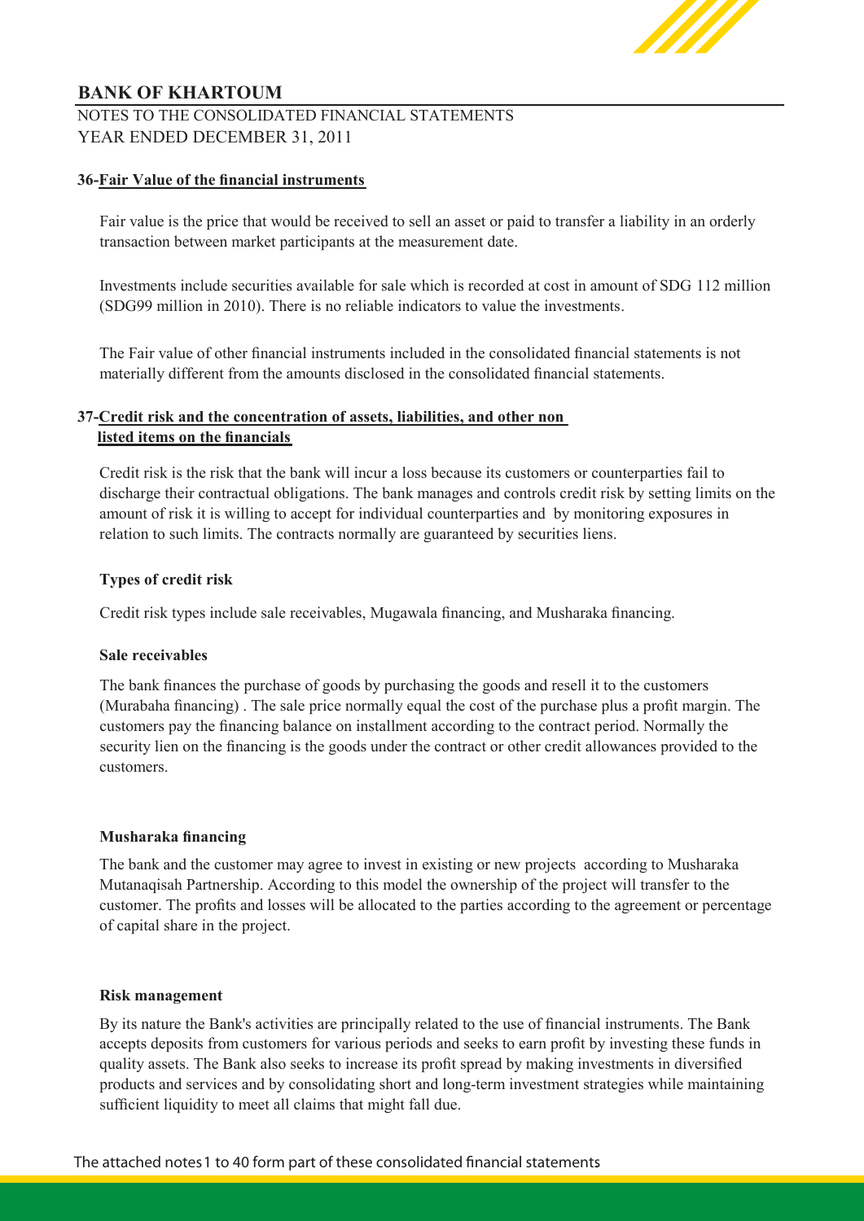## 36-Fair Value of the financial instruments

Fair value is the price that would be received to sell an asset or paid to transfer a liability in an orderly transaction between market participants at the measurement date.

Investments include securities available for sale which is recorded at cost in amount of SDG 112 million (SDG99 million in 2010). There is no reliable indicators to value the investments.

The Fair value of other financial instruments included in the consolidated financial statements is not materially different from the amounts disclosed in the consolidated financial statements.

## 37-Credit risk and the concentration of assets, liabilities, and other non listed items on the financials

Credit risk is the risk that the bank will incur a loss because its customers or counterparties fail to discharge their contractual obligations. The bank manages and controls credit risk by setting limits on the amount of risk it is willing to accept for individual counterparties and by monitoring exposures in relation to such limits. The contracts normally are guaranteed by securities liens.

### Types of credit risk

Credit risk types include sale receivables, Mugawala financing, and Musharaka financing.

### Sale receivables

The bank finances the purchase of goods by purchasing the goods and resell it to the customers (Murabaha financing) . The sale price normally equal the cost of the purchase plus a profit margin. The customers pay the financing balance on installment according to the contract period. Normally the security lien on the financing is the goods under the contract or other credit allowances provided to the customers.

### Musharaka financing

The bank and the customer may agree to invest in existing or new projects according to Musharaka Mutanaqisah Partnership. According to this model the ownership of the project will transfer to the customer. The profits and losses will be allocated to the parties according to the agreement or percentage of capital share in the project.

### Risk management

By its nature the Bank's activities are principally related to the use of financial instruments. The Bank accepts deposits from customers for various periods and seeks to earn profit by investing these funds in quality assets. The Bank also seeks to increase its profit spread by making investments in diversified products and services and by consolidating short and long-term investment strategies while maintaining sufficient liquidity to meet all claims that might fall due.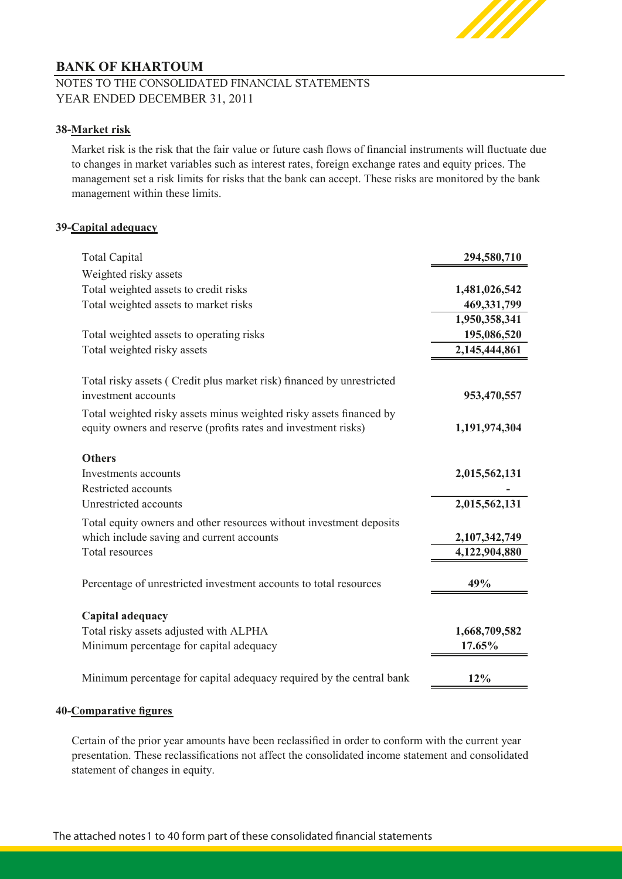## 38-Market risk

Market risk is the risk that the fair value or future cash flows of financial instruments will fluctuate due to changes in market variables such as interest rates, foreign exchange rates and equity prices. The management set a risk limits for risks that the bank can accept. These risks are monitored by the bank management within these limits.

## 39-Capital adequacy

| | |
|---|---|
| Total Capital | **294,580,710** |
| Weighted risky assets | |
| Total weighted assets to credit risks | **1,481,026,542** |
| Total weighted assets to market risks | **469,331,799** |
| | **1,950,358,341** |
| Total weighted assets to operating risks | **195,086,520** |
| Total weighted risky assets | **2,145,444,861** |
| | |
| Total risky assets ( Credit plus market risk) financed by unrestricted investment accounts | **953,470,557** |
| Total weighted risky assets minus weighted risky assets financed by equity owners and reserve (profits rates and investment risks) | **1,191,974,304** |
| | |
| **Others** | |
| Investments accounts | **2,015,562,131** |
| Restricted accounts | **-** |
| Unrestricted accounts | **2,015,562,131** |
| Total equity owners and other resources without investment deposits which include saving and current accounts | **2,107,342,749** |
| Total resources | **4,122,904,880** |
| | |
| Percentage of unrestricted investment accounts to total resources | **49%** |
| | |
| **Capital adequacy** | |
| Total risky assets adjusted with ALPHA | **1,668,709,582** |
| Minimum percentage for capital adequacy | **17.65%** |
| | |
| Minimum percentage for capital adequacy required by the central bank | **12%** |

## 40-Comparative figures

Certain of the prior year amounts have been reclassified in order to conform with the current year presentation. These reclassifications not affect the consolidated income statement and consolidated statement of changes in equity.

The attached notes 1 to 40 form part of these consolidated financial statements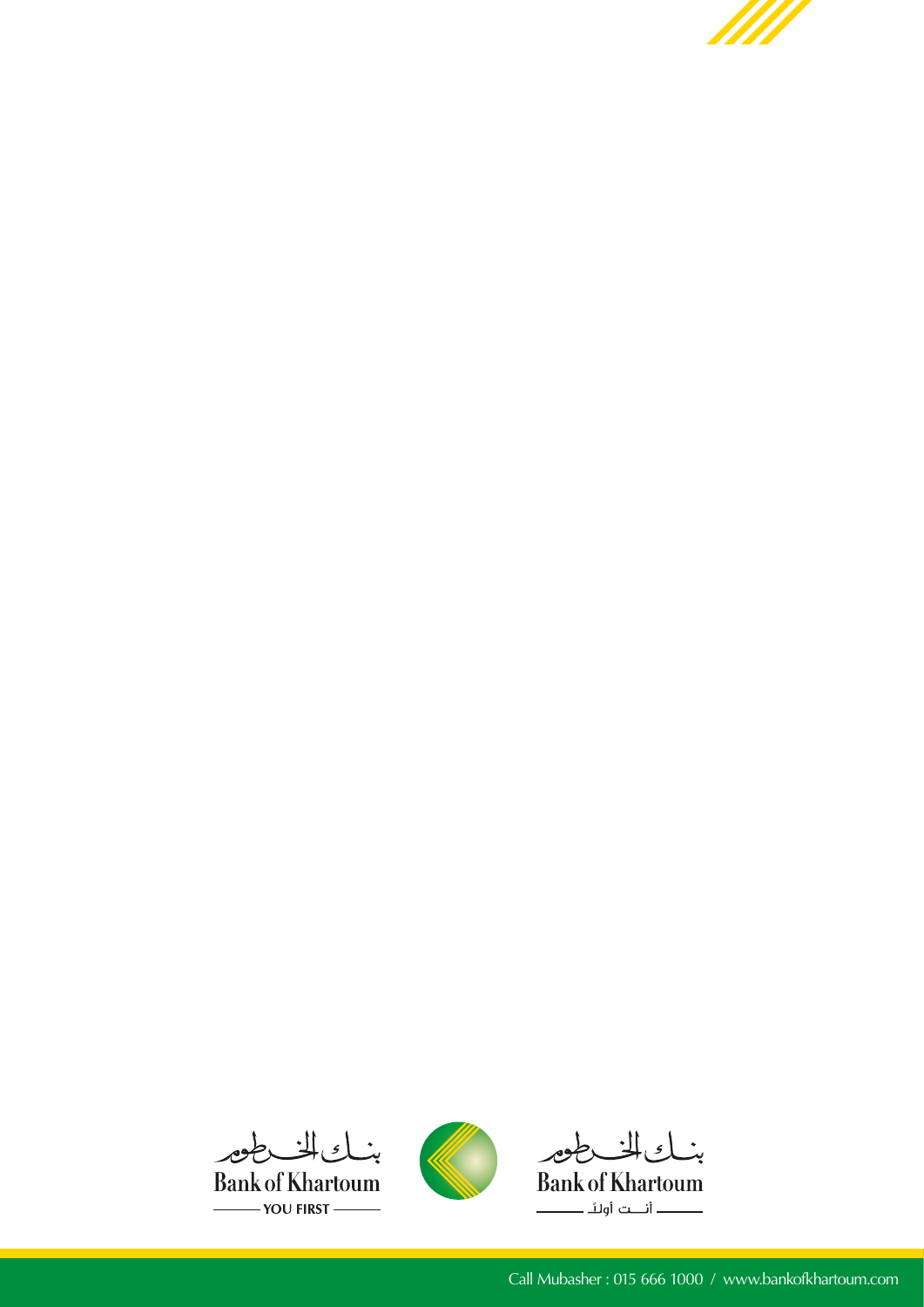بنك الخرطوم
Bank of Khartoum
YOU FIRST

بنك الخرطوم
Bank of Khartoum
أنت أولاً

Call Mubasher : 015 666 1000 / www.bankofkhartoum.com